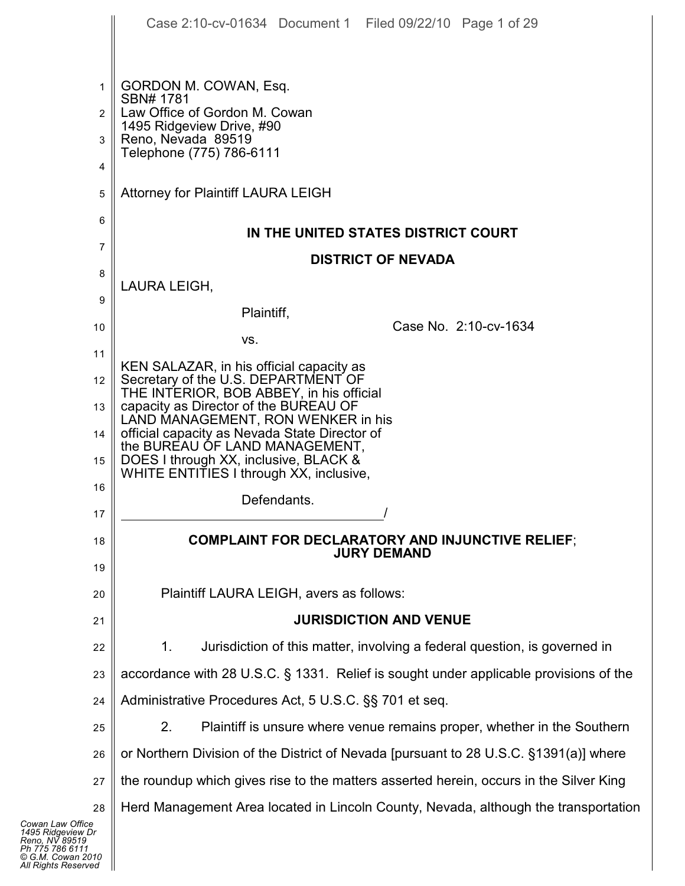GORDON M. COWAN, Esq.
SBN# 1781
Law Office of Gordon M. Cowan
1495 Ridgeview Drive, #90
Reno, Nevada 89519
Telephone (775) 786-6111

Attorney for Plaintiff LAURA LEIGH

**IN THE UNITED STATES DISTRICT COURT**

**DISTRICT OF NEVADA**

LAURA LEIGH,

Plaintiff,

vs.

Case No. 2:10-cv-1634

KEN SALAZAR, in his official capacity as Secretary of the U.S. DEPARTMENT OF THE INTERIOR, BOB ABBEY, in his official capacity as Director of the BUREAU OF LAND MANAGEMENT, RON WENKER in his official capacity as Nevada State Director of the BUREAU OF LAND MANAGEMENT, DOES I through XX, inclusive, BLACK & WHITE ENTITIES I through XX, inclusive,

Defendants.

______________________________________/

**COMPLAINT FOR DECLARATORY AND INJUNCTIVE RELIEF; JURY DEMAND**

Plaintiff LAURA LEIGH, avers as follows:

**JURISDICTION AND VENUE**

1. Jurisdiction of this matter, involving a federal question, is governed in accordance with 28 U.S.C. § 1331. Relief is sought under applicable provisions of the Administrative Procedures Act, 5 U.S.C. §§ 701 et seq.

2. Plaintiff is unsure where venue remains proper, whether in the Southern or Northern Division of the District of Nevada [pursuant to 28 U.S.C. §1391(a)] where the roundup which gives rise to the matters asserted herein, occurs in the Silver King Herd Management Area located in Lincoln County, Nevada, although the transportation

Cowan Law Office
1495 Ridgeview Dr
Reno, NV 89519
Ph 775 786 6111
© G.M. Cowan 2010
All Rights Reserved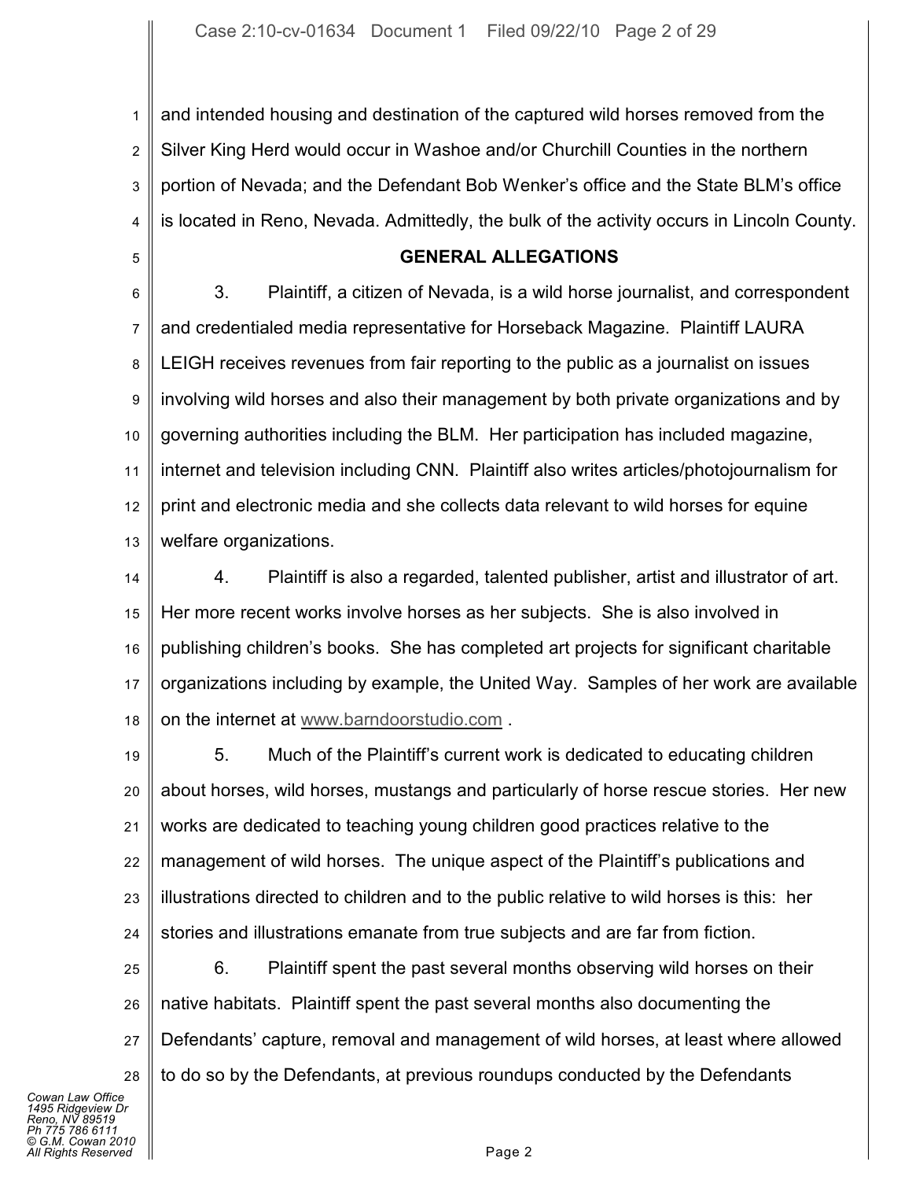and intended housing and destination of the captured wild horses removed from the Silver King Herd would occur in Washoe and/or Churchill Counties in the northern portion of Nevada; and the Defendant Bob Wenker's office and the State BLM's office is located in Reno, Nevada. Admittedly, the bulk of the activity occurs in Lincoln County.

## GENERAL ALLEGATIONS

3. Plaintiff, a citizen of Nevada, is a wild horse journalist, and correspondent and credentialed media representative for Horseback Magazine. Plaintiff LAURA LEIGH receives revenues from fair reporting to the public as a journalist on issues involving wild horses and also their management by both private organizations and by governing authorities including the BLM. Her participation has included magazine, internet and television including CNN. Plaintiff also writes articles/photojournalism for print and electronic media and she collects data relevant to wild horses for equine welfare organizations.

4. Plaintiff is also a regarded, talented publisher, artist and illustrator of art. Her more recent works involve horses as her subjects. She is also involved in publishing children's books. She has completed art projects for significant charitable organizations including by example, the United Way. Samples of her work are available on the internet at www.barndoorstudio.com .

5. Much of the Plaintiff's current work is dedicated to educating children about horses, wild horses, mustangs and particularly of horse rescue stories. Her new works are dedicated to teaching young children good practices relative to the management of wild horses. The unique aspect of the Plaintiff's publications and illustrations directed to children and to the public relative to wild horses is this: her stories and illustrations emanate from true subjects and are far from fiction.

6. Plaintiff spent the past several months observing wild horses on their native habitats. Plaintiff spent the past several months also documenting the Defendants' capture, removal and management of wild horses, at least where allowed to do so by the Defendants, at previous roundups conducted by the Defendants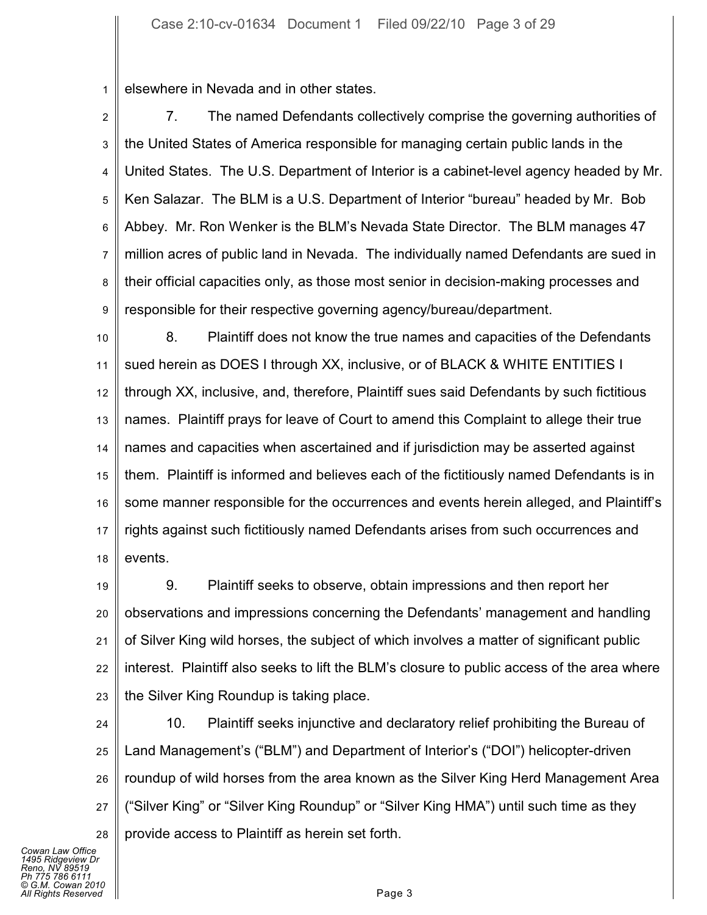elsewhere in Nevada and in other states.

7. The named Defendants collectively comprise the governing authorities of the United States of America responsible for managing certain public lands in the United States. The U.S. Department of Interior is a cabinet-level agency headed by Mr. Ken Salazar. The BLM is a U.S. Department of Interior "bureau" headed by Mr. Bob Abbey. Mr. Ron Wenker is the BLM's Nevada State Director. The BLM manages 47 million acres of public land in Nevada. The individually named Defendants are sued in their official capacities only, as those most senior in decision-making processes and responsible for their respective governing agency/bureau/department.

8. Plaintiff does not know the true names and capacities of the Defendants sued herein as DOES I through XX, inclusive, or of BLACK & WHITE ENTITIES I through XX, inclusive, and, therefore, Plaintiff sues said Defendants by such fictitious names. Plaintiff prays for leave of Court to amend this Complaint to allege their true names and capacities when ascertained and if jurisdiction may be asserted against them. Plaintiff is informed and believes each of the fictitiously named Defendants is in some manner responsible for the occurrences and events herein alleged, and Plaintiff's rights against such fictitiously named Defendants arises from such occurrences and events.

9. Plaintiff seeks to observe, obtain impressions and then report her observations and impressions concerning the Defendants' management and handling of Silver King wild horses, the subject of which involves a matter of significant public interest. Plaintiff also seeks to lift the BLM's closure to public access of the area where the Silver King Roundup is taking place.

10. Plaintiff seeks injunctive and declaratory relief prohibiting the Bureau of Land Management's ("BLM") and Department of Interior's ("DOI") helicopter-driven roundup of wild horses from the area known as the Silver King Herd Management Area ("Silver King" or "Silver King Roundup" or "Silver King HMA") until such time as they provide access to Plaintiff as herein set forth.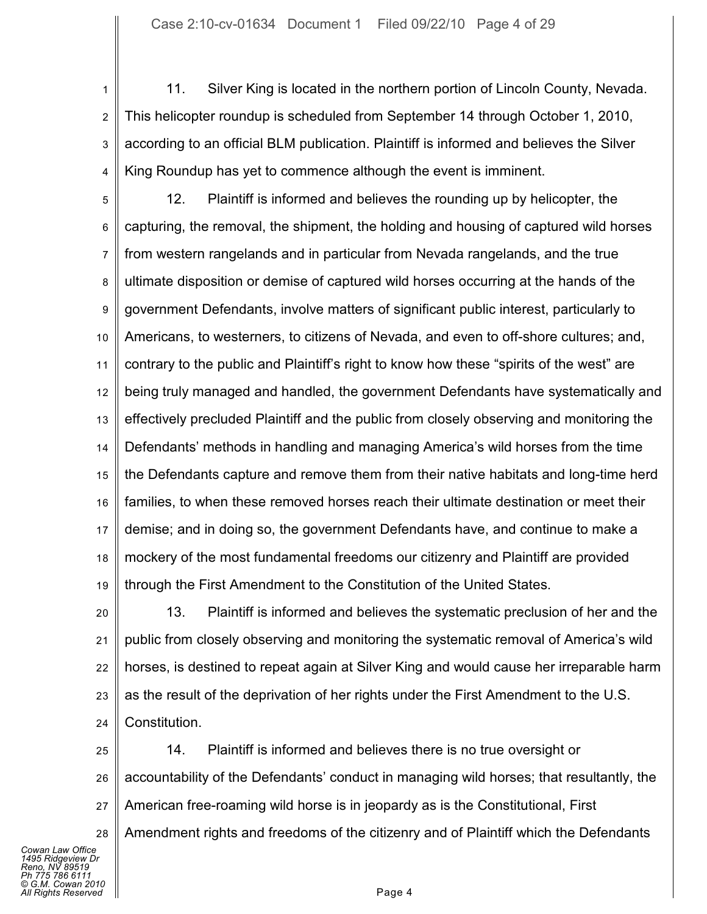11. Silver King is located in the northern portion of Lincoln County, Nevada. This helicopter roundup is scheduled from September 14 through October 1, 2010, according to an official BLM publication. Plaintiff is informed and believes the Silver King Roundup has yet to commence although the event is imminent.

12. Plaintiff is informed and believes the rounding up by helicopter, the capturing, the removal, the shipment, the holding and housing of captured wild horses from western rangelands and in particular from Nevada rangelands, and the true ultimate disposition or demise of captured wild horses occurring at the hands of the government Defendants, involve matters of significant public interest, particularly to Americans, to westerners, to citizens of Nevada, and even to off-shore cultures; and, contrary to the public and Plaintiff's right to know how these "spirits of the west" are being truly managed and handled, the government Defendants have systematically and effectively precluded Plaintiff and the public from closely observing and monitoring the Defendants' methods in handling and managing America's wild horses from the time the Defendants capture and remove them from their native habitats and long-time herd families, to when these removed horses reach their ultimate destination or meet their demise; and in doing so, the government Defendants have, and continue to make a mockery of the most fundamental freedoms our citizenry and Plaintiff are provided through the First Amendment to the Constitution of the United States.

13. Plaintiff is informed and believes the systematic preclusion of her and the public from closely observing and monitoring the systematic removal of America's wild horses, is destined to repeat again at Silver King and would cause her irreparable harm as the result of the deprivation of her rights under the First Amendment to the U.S. Constitution.

14. Plaintiff is informed and believes there is no true oversight or accountability of the Defendants' conduct in managing wild horses; that resultantly, the American free-roaming wild horse is in jeopardy as is the Constitutional, First Amendment rights and freedoms of the citizenry and of Plaintiff which the Defendants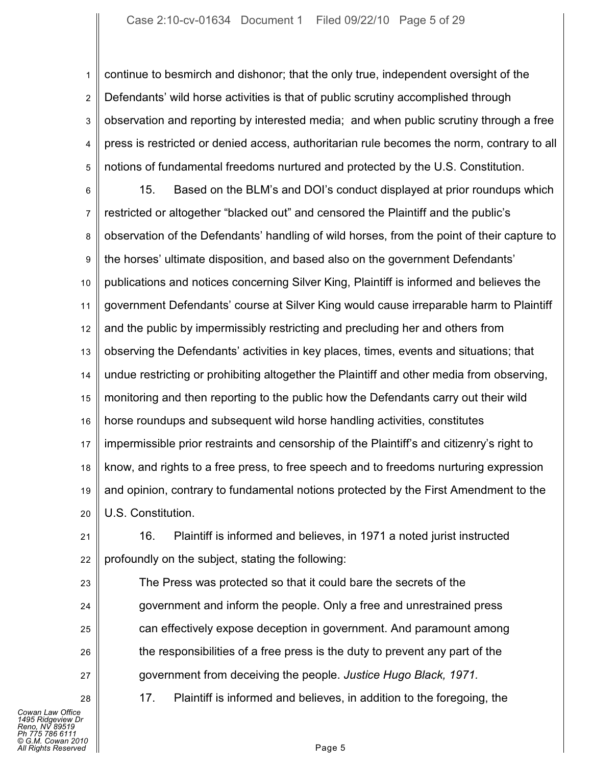continue to besmirch and dishonor; that the only true, independent oversight of the Defendants' wild horse activities is that of public scrutiny accomplished through observation and reporting by interested media; and when public scrutiny through a free press is restricted or denied access, authoritarian rule becomes the norm, contrary to all notions of fundamental freedoms nurtured and protected by the U.S. Constitution.

15. Based on the BLM's and DOI's conduct displayed at prior roundups which restricted or altogether "blacked out" and censored the Plaintiff and the public's observation of the Defendants' handling of wild horses, from the point of their capture to the horses' ultimate disposition, and based also on the government Defendants' publications and notices concerning Silver King, Plaintiff is informed and believes the government Defendants' course at Silver King would cause irreparable harm to Plaintiff and the public by impermissibly restricting and precluding her and others from observing the Defendants' activities in key places, times, events and situations; that undue restricting or prohibiting altogether the Plaintiff and other media from observing, monitoring and then reporting to the public how the Defendants carry out their wild horse roundups and subsequent wild horse handling activities, constitutes impermissible prior restraints and censorship of the Plaintiff's and citizenry's right to know, and rights to a free press, to free speech and to freedoms nurturing expression and opinion, contrary to fundamental notions protected by the First Amendment to the U.S. Constitution.

16. Plaintiff is informed and believes, in 1971 a noted jurist instructed profoundly on the subject, stating the following:

> The Press was protected so that it could bare the secrets of the government and inform the people. Only a free and unrestrained press can effectively expose deception in government. And paramount among the responsibilities of a free press is the duty to prevent any part of the government from deceiving the people. *Justice Hugo Black, 1971.*

17. Plaintiff is informed and believes, in addition to the foregoing, the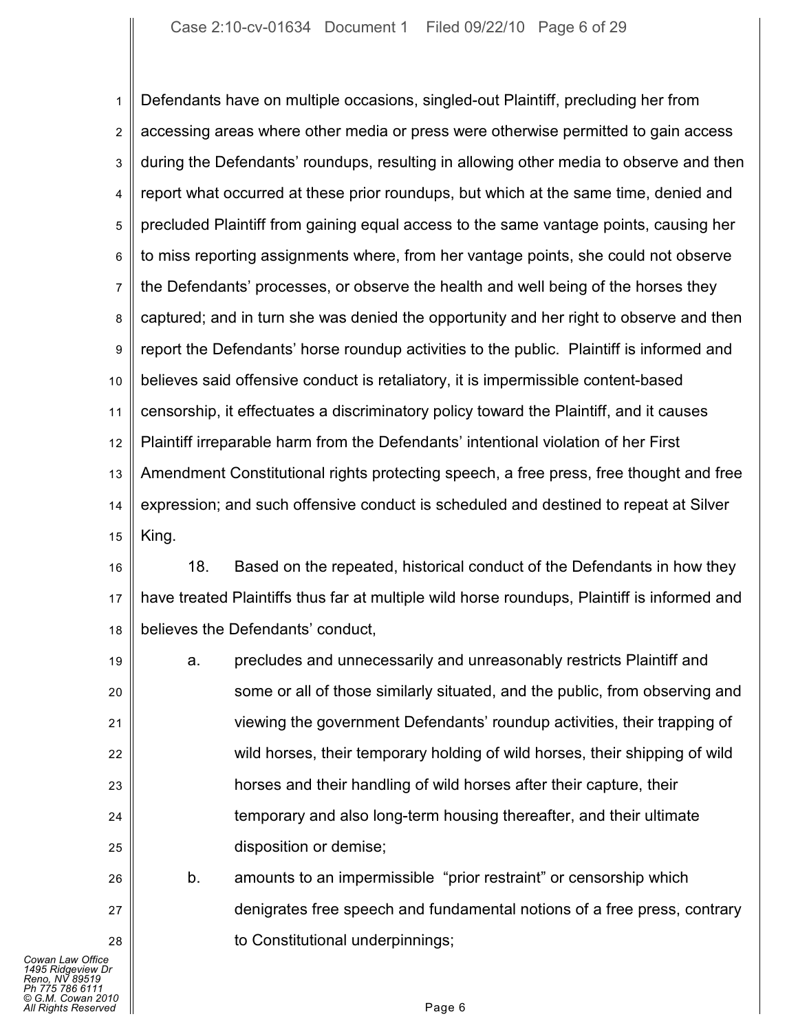Defendants have on multiple occasions, singled-out Plaintiff, precluding her from accessing areas where other media or press were otherwise permitted to gain access during the Defendants' roundups, resulting in allowing other media to observe and then report what occurred at these prior roundups, but which at the same time, denied and precluded Plaintiff from gaining equal access to the same vantage points, causing her to miss reporting assignments where, from her vantage points, she could not observe the Defendants' processes, or observe the health and well being of the horses they captured; and in turn she was denied the opportunity and her right to observe and then report the Defendants' horse roundup activities to the public. Plaintiff is informed and believes said offensive conduct is retaliatory, it is impermissible content-based censorship, it effectuates a discriminatory policy toward the Plaintiff, and it causes Plaintiff irreparable harm from the Defendants' intentional violation of her First Amendment Constitutional rights protecting speech, a free press, free thought and free expression; and such offensive conduct is scheduled and destined to repeat at Silver King.

18. Based on the repeated, historical conduct of the Defendants in how they have treated Plaintiffs thus far at multiple wild horse roundups, Plaintiff is informed and believes the Defendants' conduct,

a. precludes and unnecessarily and unreasonably restricts Plaintiff and some or all of those similarly situated, and the public, from observing and viewing the government Defendants' roundup activities, their trapping of wild horses, their temporary holding of wild horses, their shipping of wild horses and their handling of wild horses after their capture, their temporary and also long-term housing thereafter, and their ultimate disposition or demise;

b. amounts to an impermissible "prior restraint" or censorship which denigrates free speech and fundamental notions of a free press, contrary to Constitutional underpinnings;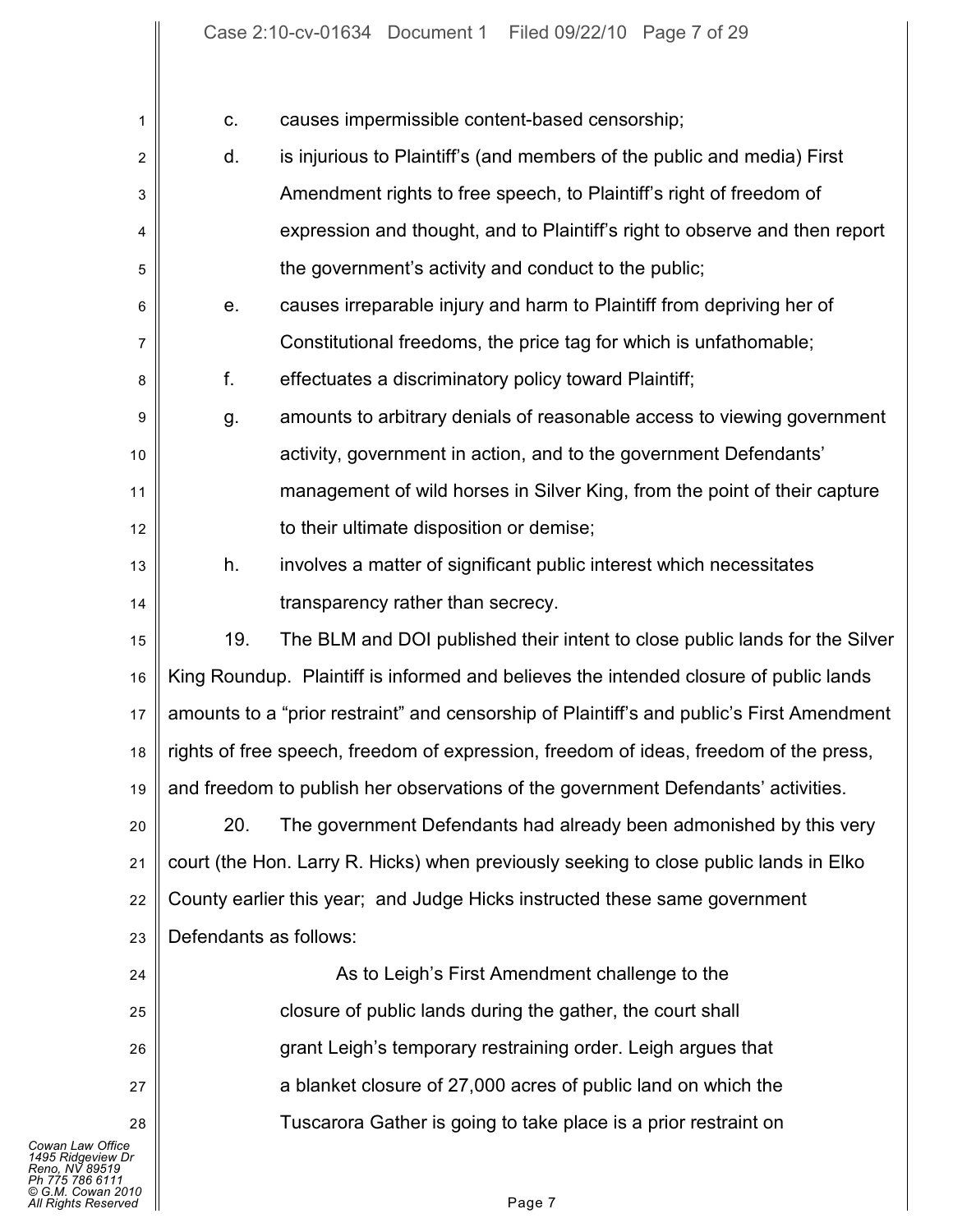c. causes impermissible content-based censorship;

d. is injurious to Plaintiff's (and members of the public and media) First Amendment rights to free speech, to Plaintiff's right of freedom of expression and thought, and to Plaintiff's right to observe and then report the government's activity and conduct to the public;

e. causes irreparable injury and harm to Plaintiff from depriving her of Constitutional freedoms, the price tag for which is unfathomable;

f. effectuates a discriminatory policy toward Plaintiff;

g. amounts to arbitrary denials of reasonable access to viewing government activity, government in action, and to the government Defendants' management of wild horses in Silver King, from the point of their capture to their ultimate disposition or demise;

h. involves a matter of significant public interest which necessitates transparency rather than secrecy.

19. The BLM and DOI published their intent to close public lands for the Silver King Roundup. Plaintiff is informed and believes the intended closure of public lands amounts to a "prior restraint" and censorship of Plaintiff's and public's First Amendment rights of free speech, freedom of expression, freedom of ideas, freedom of the press, and freedom to publish her observations of the government Defendants' activities.

20. The government Defendants had already been admonished by this very court (the Hon. Larry R. Hicks) when previously seeking to close public lands in Elko County earlier this year; and Judge Hicks instructed these same government Defendants as follows:

> As to Leigh's First Amendment challenge to the closure of public lands during the gather, the court shall grant Leigh's temporary restraining order. Leigh argues that a blanket closure of 27,000 acres of public land on which the Tuscarora Gather is going to take place is a prior restraint on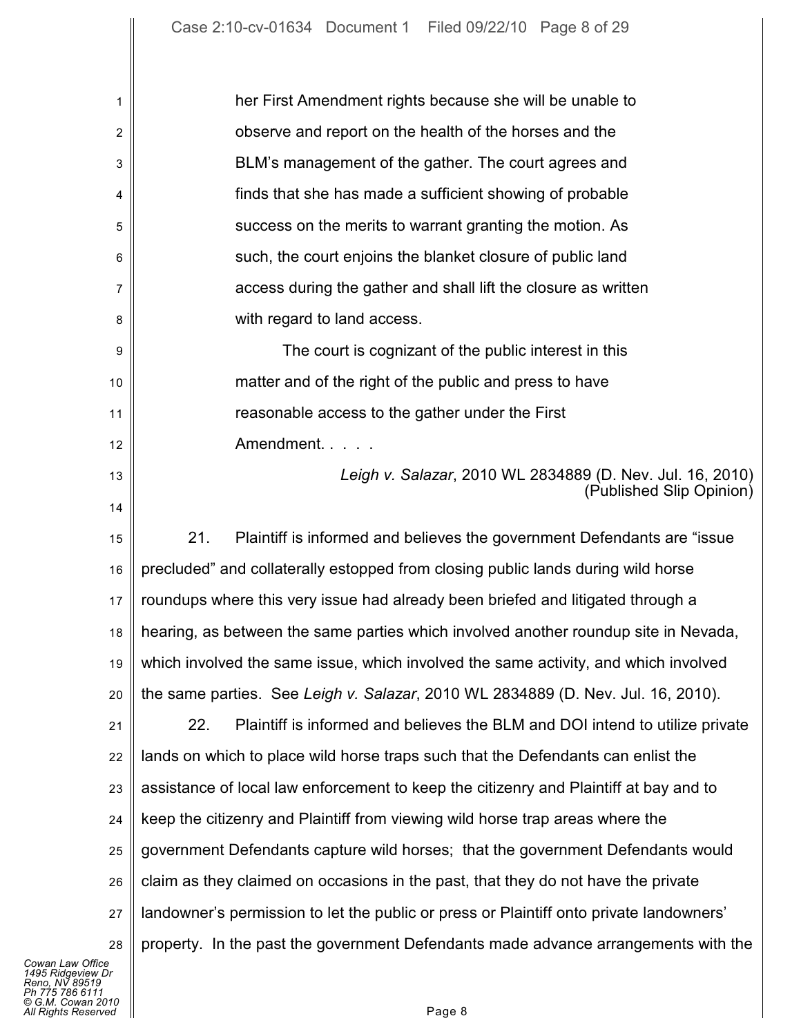> her First Amendment rights because she will be unable to observe and report on the health of the horses and the BLM's management of the gather. The court agrees and finds that she has made a sufficient showing of probable success on the merits to warrant granting the motion. As such, the court enjoins the blanket closure of public land access during the gather and shall lift the closure as written with regard to land access.
>
> The court is cognizant of the public interest in this matter and of the right of the public and press to have reasonable access to the gather under the First Amendment. . . . .
>
> *Leigh v. Salazar*, 2010 WL 2834889 (D. Nev. Jul. 16, 2010) (Published Slip Opinion)

21. Plaintiff is informed and believes the government Defendants are "issue precluded" and collaterally estopped from closing public lands during wild horse roundups where this very issue had already been briefed and litigated through a hearing, as between the same parties which involved another roundup site in Nevada, which involved the same issue, which involved the same activity, and which involved the same parties. See *Leigh v. Salazar*, 2010 WL 2834889 (D. Nev. Jul. 16, 2010).

22. Plaintiff is informed and believes the BLM and DOI intend to utilize private lands on which to place wild horse traps such that the Defendants can enlist the assistance of local law enforcement to keep the citizenry and Plaintiff at bay and to keep the citizenry and Plaintiff from viewing wild horse trap areas where the government Defendants capture wild horses; that the government Defendants would claim as they claimed on occasions in the past, that they do not have the private landowner's permission to let the public or press or Plaintiff onto private landowners' property. In the past the government Defendants made advance arrangements with the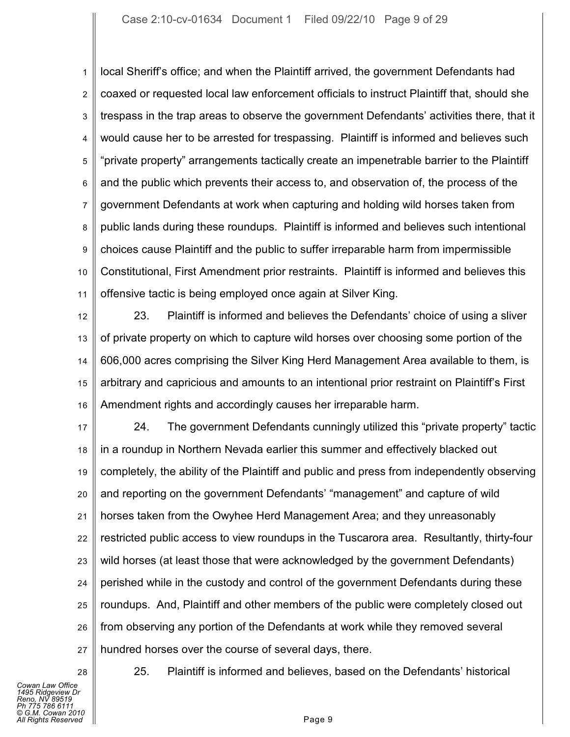local Sheriff's office; and when the Plaintiff arrived, the government Defendants had coaxed or requested local law enforcement officials to instruct Plaintiff that, should she trespass in the trap areas to observe the government Defendants' activities there, that it would cause her to be arrested for trespassing. Plaintiff is informed and believes such "private property" arrangements tactically create an impenetrable barrier to the Plaintiff and the public which prevents their access to, and observation of, the process of the government Defendants at work when capturing and holding wild horses taken from public lands during these roundups. Plaintiff is informed and believes such intentional choices cause Plaintiff and the public to suffer irreparable harm from impermissible Constitutional, First Amendment prior restraints. Plaintiff is informed and believes this offensive tactic is being employed once again at Silver King.

23. Plaintiff is informed and believes the Defendants' choice of using a sliver of private property on which to capture wild horses over choosing some portion of the 606,000 acres comprising the Silver King Herd Management Area available to them, is arbitrary and capricious and amounts to an intentional prior restraint on Plaintiff's First Amendment rights and accordingly causes her irreparable harm.

24. The government Defendants cunningly utilized this "private property" tactic in a roundup in Northern Nevada earlier this summer and effectively blacked out completely, the ability of the Plaintiff and public and press from independently observing and reporting on the government Defendants' "management" and capture of wild horses taken from the Owyhee Herd Management Area; and they unreasonably restricted public access to view roundups in the Tuscarora area. Resultantly, thirty-four wild horses (at least those that were acknowledged by the government Defendants) perished while in the custody and control of the government Defendants during these roundups. And, Plaintiff and other members of the public were completely closed out from observing any portion of the Defendants at work while they removed several hundred horses over the course of several days, there.

25. Plaintiff is informed and believes, based on the Defendants' historical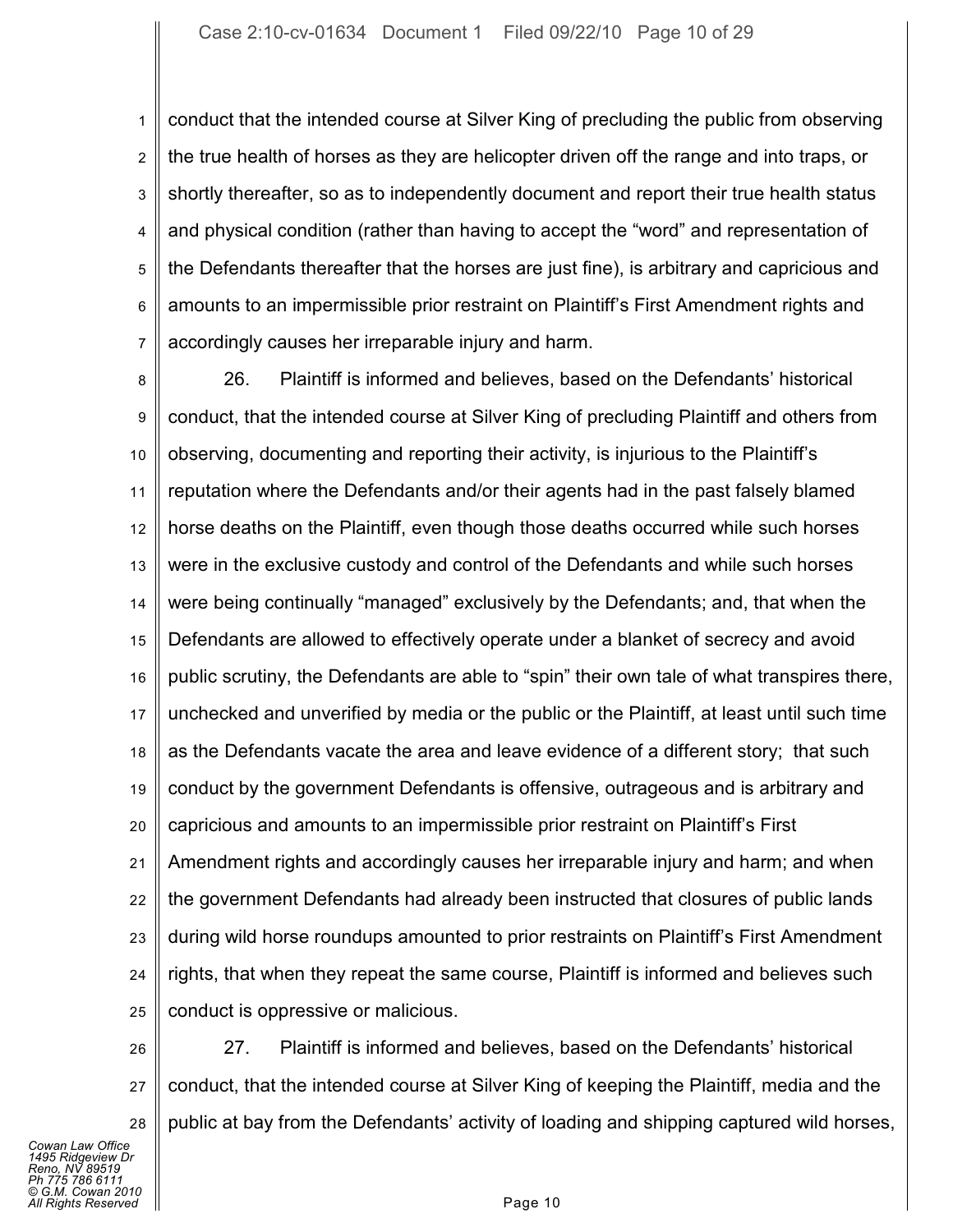conduct that the intended course at Silver King of precluding the public from observing the true health of horses as they are helicopter driven off the range and into traps, or shortly thereafter, so as to independently document and report their true health status and physical condition (rather than having to accept the "word" and representation of the Defendants thereafter that the horses are just fine), is arbitrary and capricious and amounts to an impermissible prior restraint on Plaintiff's First Amendment rights and accordingly causes her irreparable injury and harm.

26. Plaintiff is informed and believes, based on the Defendants' historical conduct, that the intended course at Silver King of precluding Plaintiff and others from observing, documenting and reporting their activity, is injurious to the Plaintiff's reputation where the Defendants and/or their agents had in the past falsely blamed horse deaths on the Plaintiff, even though those deaths occurred while such horses were in the exclusive custody and control of the Defendants and while such horses were being continually "managed" exclusively by the Defendants; and, that when the Defendants are allowed to effectively operate under a blanket of secrecy and avoid public scrutiny, the Defendants are able to "spin" their own tale of what transpires there, unchecked and unverified by media or the public or the Plaintiff, at least until such time as the Defendants vacate the area and leave evidence of a different story; that such conduct by the government Defendants is offensive, outrageous and is arbitrary and capricious and amounts to an impermissible prior restraint on Plaintiff's First Amendment rights and accordingly causes her irreparable injury and harm; and when the government Defendants had already been instructed that closures of public lands during wild horse roundups amounted to prior restraints on Plaintiff's First Amendment rights, that when they repeat the same course, Plaintiff is informed and believes such conduct is oppressive or malicious.

27. Plaintiff is informed and believes, based on the Defendants' historical conduct, that the intended course at Silver King of keeping the Plaintiff, media and the public at bay from the Defendants' activity of loading and shipping captured wild horses,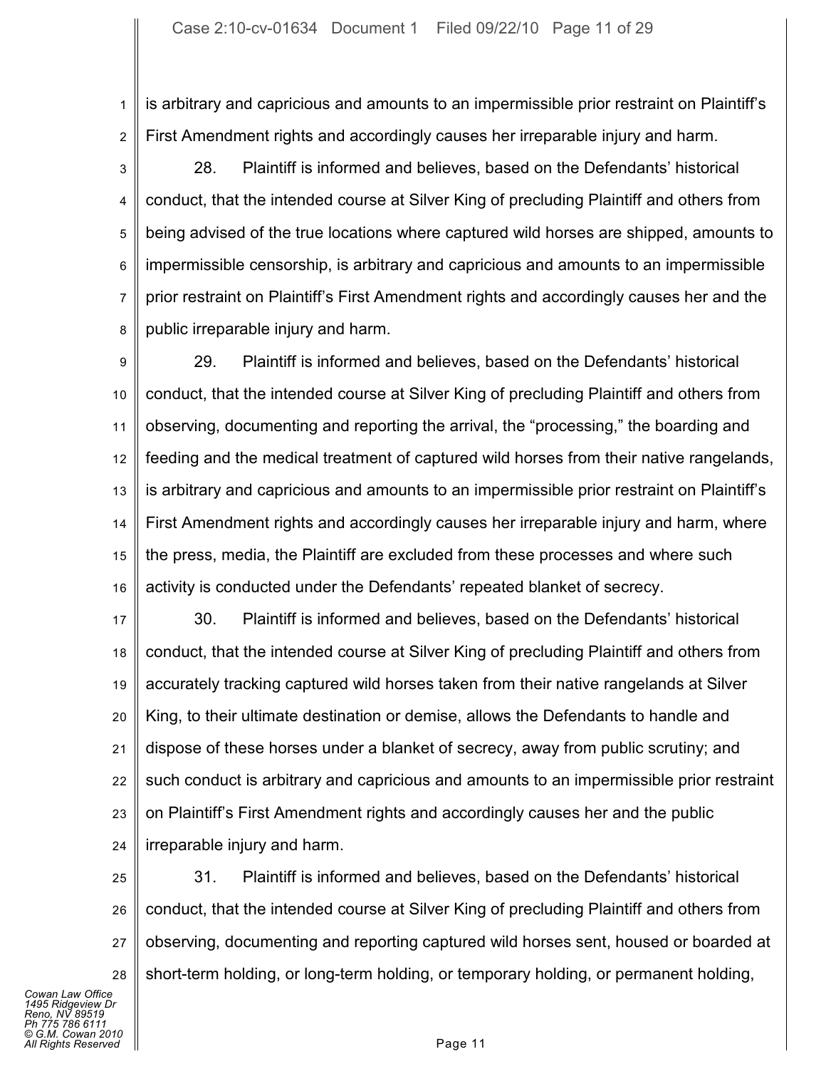is arbitrary and capricious and amounts to an impermissible prior restraint on Plaintiff's First Amendment rights and accordingly causes her irreparable injury and harm.

28. Plaintiff is informed and believes, based on the Defendants' historical conduct, that the intended course at Silver King of precluding Plaintiff and others from being advised of the true locations where captured wild horses are shipped, amounts to impermissible censorship, is arbitrary and capricious and amounts to an impermissible prior restraint on Plaintiff's First Amendment rights and accordingly causes her and the public irreparable injury and harm.

29. Plaintiff is informed and believes, based on the Defendants' historical conduct, that the intended course at Silver King of precluding Plaintiff and others from observing, documenting and reporting the arrival, the "processing," the boarding and feeding and the medical treatment of captured wild horses from their native rangelands, is arbitrary and capricious and amounts to an impermissible prior restraint on Plaintiff's First Amendment rights and accordingly causes her irreparable injury and harm, where the press, media, the Plaintiff are excluded from these processes and where such activity is conducted under the Defendants' repeated blanket of secrecy.

30. Plaintiff is informed and believes, based on the Defendants' historical conduct, that the intended course at Silver King of precluding Plaintiff and others from accurately tracking captured wild horses taken from their native rangelands at Silver King, to their ultimate destination or demise, allows the Defendants to handle and dispose of these horses under a blanket of secrecy, away from public scrutiny; and such conduct is arbitrary and capricious and amounts to an impermissible prior restraint on Plaintiff's First Amendment rights and accordingly causes her and the public irreparable injury and harm.

31. Plaintiff is informed and believes, based on the Defendants' historical conduct, that the intended course at Silver King of precluding Plaintiff and others from observing, documenting and reporting captured wild horses sent, housed or boarded at short-term holding, or long-term holding, or temporary holding, or permanent holding,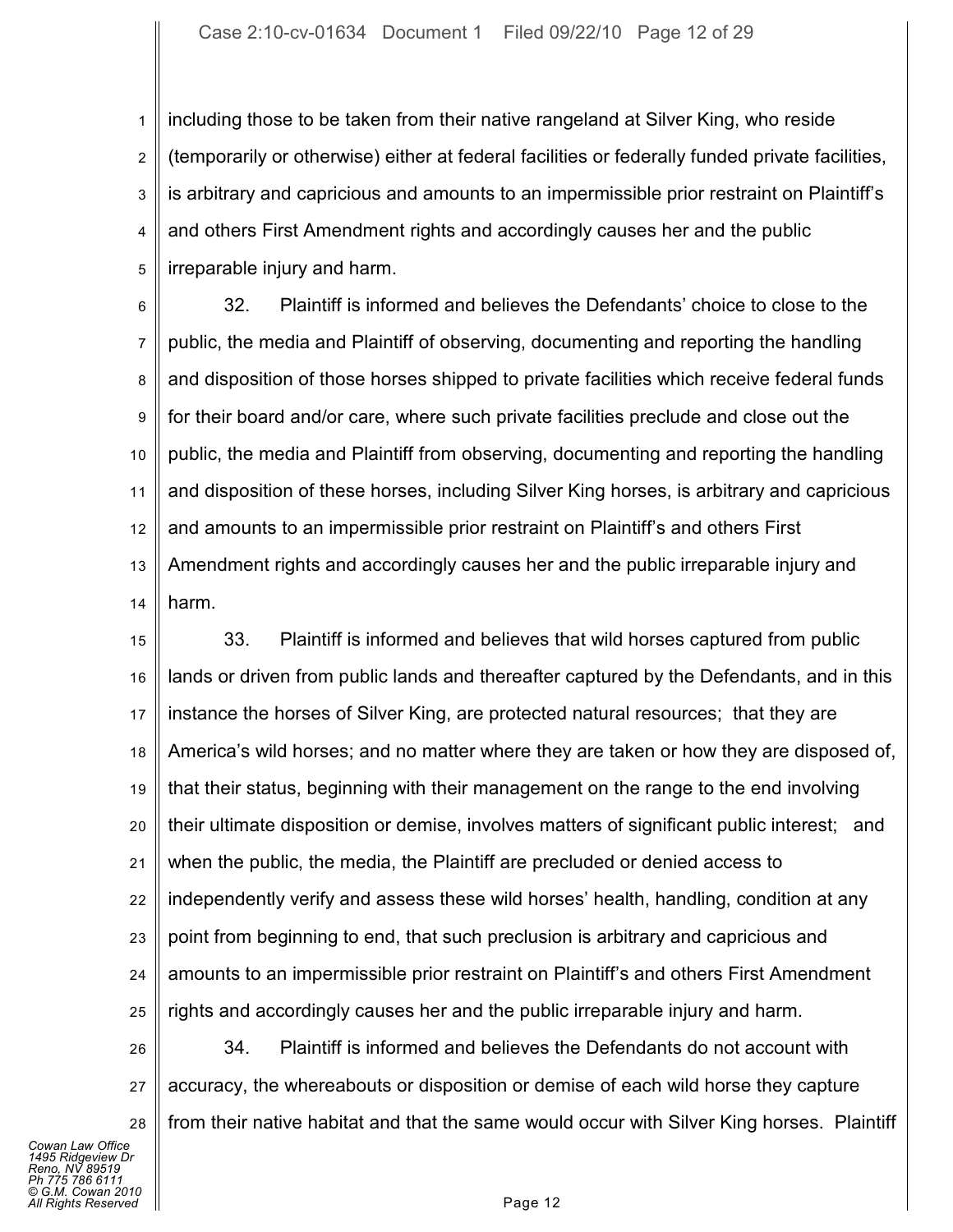including those to be taken from their native rangeland at Silver King, who reside (temporarily or otherwise) either at federal facilities or federally funded private facilities, is arbitrary and capricious and amounts to an impermissible prior restraint on Plaintiff's and others First Amendment rights and accordingly causes her and the public irreparable injury and harm.

32. Plaintiff is informed and believes the Defendants' choice to close to the public, the media and Plaintiff of observing, documenting and reporting the handling and disposition of those horses shipped to private facilities which receive federal funds for their board and/or care, where such private facilities preclude and close out the public, the media and Plaintiff from observing, documenting and reporting the handling and disposition of these horses, including Silver King horses, is arbitrary and capricious and amounts to an impermissible prior restraint on Plaintiff's and others First Amendment rights and accordingly causes her and the public irreparable injury and harm.

33. Plaintiff is informed and believes that wild horses captured from public lands or driven from public lands and thereafter captured by the Defendants, and in this instance the horses of Silver King, are protected natural resources; that they are America's wild horses; and no matter where they are taken or how they are disposed of, that their status, beginning with their management on the range to the end involving their ultimate disposition or demise, involves matters of significant public interest; and when the public, the media, the Plaintiff are precluded or denied access to independently verify and assess these wild horses' health, handling, condition at any point from beginning to end, that such preclusion is arbitrary and capricious and amounts to an impermissible prior restraint on Plaintiff's and others First Amendment rights and accordingly causes her and the public irreparable injury and harm.

34. Plaintiff is informed and believes the Defendants do not account with accuracy, the whereabouts or disposition or demise of each wild horse they capture from their native habitat and that the same would occur with Silver King horses. Plaintiff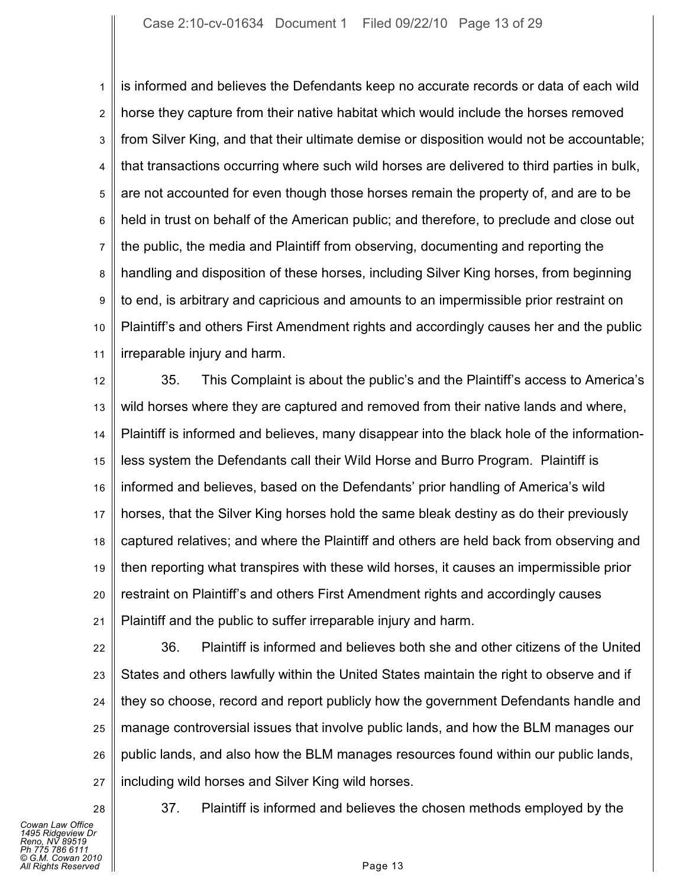is informed and believes the Defendants keep no accurate records or data of each wild horse they capture from their native habitat which would include the horses removed from Silver King, and that their ultimate demise or disposition would not be accountable; that transactions occurring where such wild horses are delivered to third parties in bulk, are not accounted for even though those horses remain the property of, and are to be held in trust on behalf of the American public; and therefore, to preclude and close out the public, the media and Plaintiff from observing, documenting and reporting the handling and disposition of these horses, including Silver King horses, from beginning to end, is arbitrary and capricious and amounts to an impermissible prior restraint on Plaintiff's and others First Amendment rights and accordingly causes her and the public irreparable injury and harm.

35. This Complaint is about the public's and the Plaintiff's access to America's wild horses where they are captured and removed from their native lands and where, Plaintiff is informed and believes, many disappear into the black hole of the information-less system the Defendants call their Wild Horse and Burro Program. Plaintiff is informed and believes, based on the Defendants' prior handling of America's wild horses, that the Silver King horses hold the same bleak destiny as do their previously captured relatives; and where the Plaintiff and others are held back from observing and then reporting what transpires with these wild horses, it causes an impermissible prior restraint on Plaintiff's and others First Amendment rights and accordingly causes Plaintiff and the public to suffer irreparable injury and harm.

36. Plaintiff is informed and believes both she and other citizens of the United States and others lawfully within the United States maintain the right to observe and if they so choose, record and report publicly how the government Defendants handle and manage controversial issues that involve public lands, and how the BLM manages our public lands, and also how the BLM manages resources found within our public lands, including wild horses and Silver King wild horses.

37. Plaintiff is informed and believes the chosen methods employed by the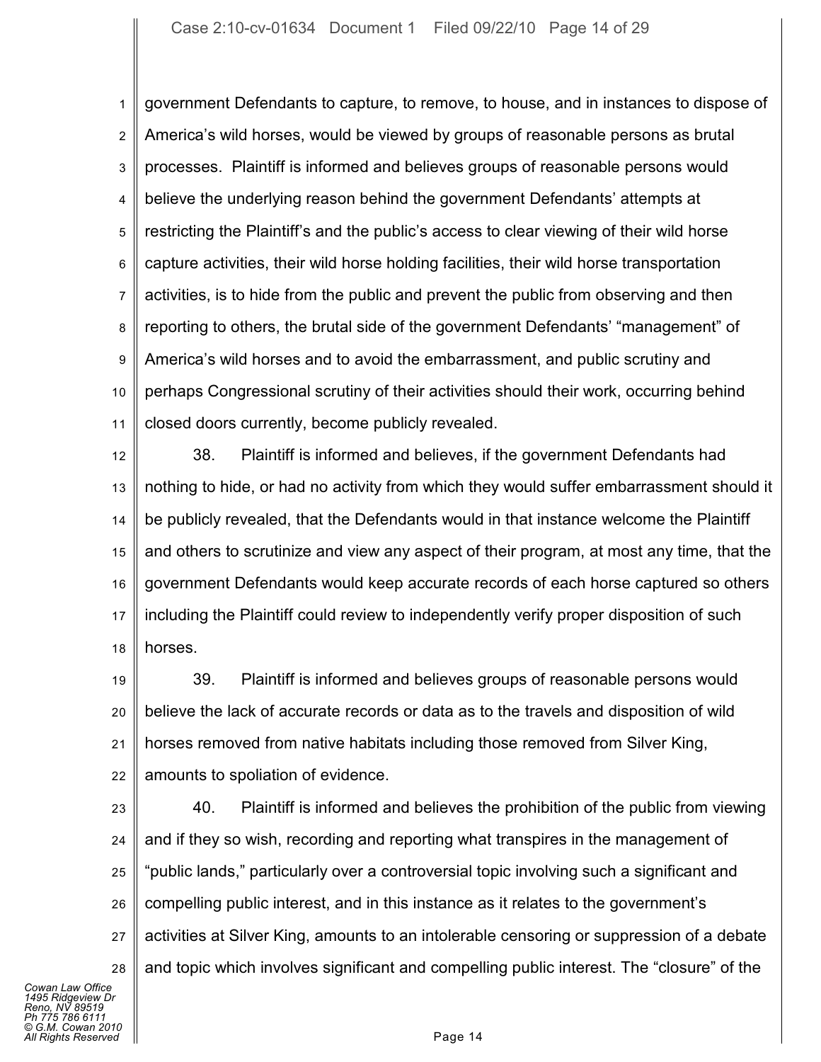government Defendants to capture, to remove, to house, and in instances to dispose of America's wild horses, would be viewed by groups of reasonable persons as brutal processes. Plaintiff is informed and believes groups of reasonable persons would believe the underlying reason behind the government Defendants' attempts at restricting the Plaintiff's and the public's access to clear viewing of their wild horse capture activities, their wild horse holding facilities, their wild horse transportation activities, is to hide from the public and prevent the public from observing and then reporting to others, the brutal side of the government Defendants' "management" of America's wild horses and to avoid the embarrassment, and public scrutiny and perhaps Congressional scrutiny of their activities should their work, occurring behind closed doors currently, become publicly revealed.

38. Plaintiff is informed and believes, if the government Defendants had nothing to hide, or had no activity from which they would suffer embarrassment should it be publicly revealed, that the Defendants would in that instance welcome the Plaintiff and others to scrutinize and view any aspect of their program, at most any time, that the government Defendants would keep accurate records of each horse captured so others including the Plaintiff could review to independently verify proper disposition of such horses.

39. Plaintiff is informed and believes groups of reasonable persons would believe the lack of accurate records or data as to the travels and disposition of wild horses removed from native habitats including those removed from Silver King, amounts to spoliation of evidence.

40. Plaintiff is informed and believes the prohibition of the public from viewing and if they so wish, recording and reporting what transpires in the management of "public lands," particularly over a controversial topic involving such a significant and compelling public interest, and in this instance as it relates to the government's activities at Silver King, amounts to an intolerable censoring or suppression of a debate and topic which involves significant and compelling public interest. The "closure" of the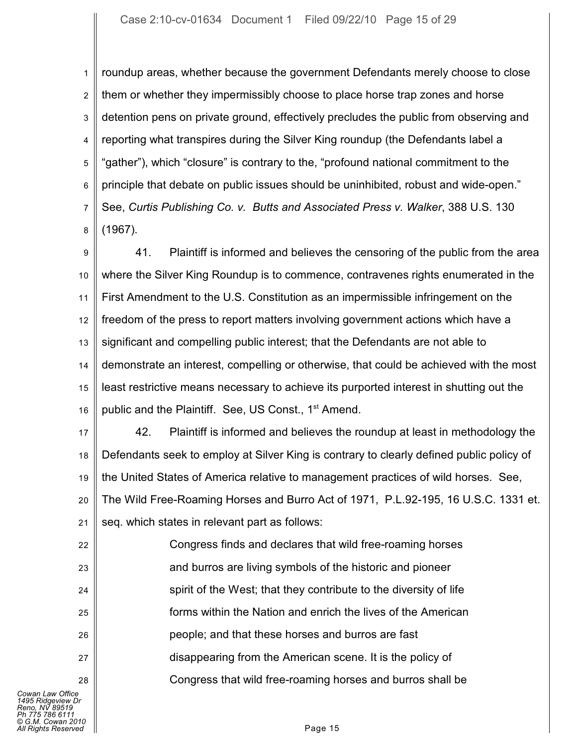roundup areas, whether because the government Defendants merely choose to close them or whether they impermissibly choose to place horse trap zones and horse detention pens on private ground, effectively precludes the public from observing and reporting what transpires during the Silver King roundup (the Defendants label a "gather"), which "closure" is contrary to the, "profound national commitment to the principle that debate on public issues should be uninhibited, robust and wide-open." See, *Curtis Publishing Co. v. Butts and Associated Press v. Walker*, 388 U.S. 130 (1967).

41. Plaintiff is informed and believes the censoring of the public from the area where the Silver King Roundup is to commence, contravenes rights enumerated in the First Amendment to the U.S. Constitution as an impermissible infringement on the freedom of the press to report matters involving government actions which have a significant and compelling public interest; that the Defendants are not able to demonstrate an interest, compelling or otherwise, that could be achieved with the most least restrictive means necessary to achieve its purported interest in shutting out the public and the Plaintiff. See, US Const., 1st Amend.

42. Plaintiff is informed and believes the roundup at least in methodology the Defendants seek to employ at Silver King is contrary to clearly defined public policy of the United States of America relative to management practices of wild horses. See, The Wild Free-Roaming Horses and Burro Act of 1971, P.L.92-195, 16 U.S.C. 1331 et. seq. which states in relevant part as follows:

> Congress finds and declares that wild free-roaming horses and burros are living symbols of the historic and pioneer spirit of the West; that they contribute to the diversity of life forms within the Nation and enrich the lives of the American people; and that these horses and burros are fast disappearing from the American scene. It is the policy of Congress that wild free-roaming horses and burros shall be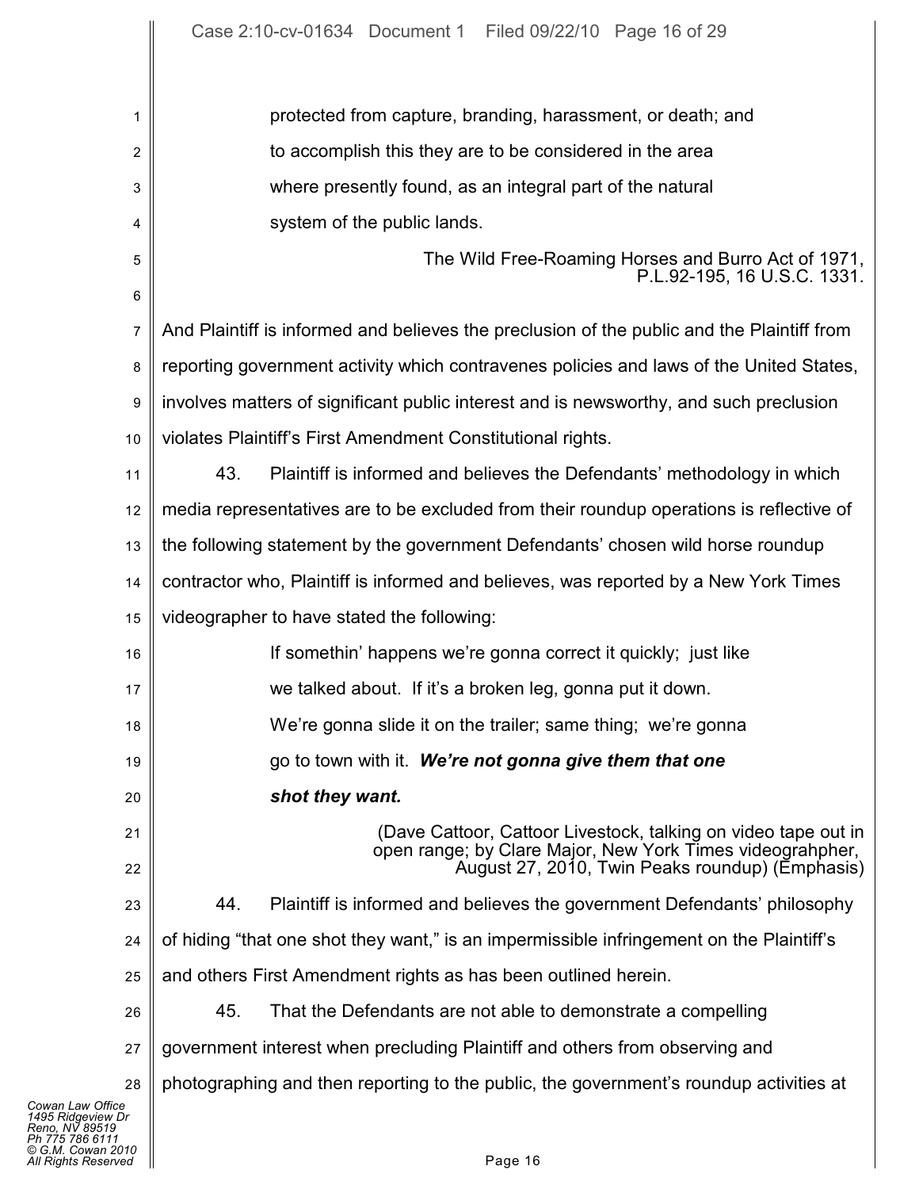> protected from capture, branding, harassment, or death; and to accomplish this they are to be considered in the area where presently found, as an integral part of the natural system of the public lands.
>
> The Wild Free-Roaming Horses and Burro Act of 1971, P.L.92-195, 16 U.S.C. 1331.

And Plaintiff is informed and believes the preclusion of the public and the Plaintiff from reporting government activity which contravenes policies and laws of the United States, involves matters of significant public interest and is newsworthy, and such preclusion violates Plaintiff's First Amendment Constitutional rights.

43. Plaintiff is informed and believes the Defendants' methodology in which media representatives are to be excluded from their roundup operations is reflective of the following statement by the government Defendants' chosen wild horse roundup contractor who, Plaintiff is informed and believes, was reported by a New York Times videographer to have stated the following:

> If somethin' happens we're gonna correct it quickly; just like we talked about. If it's a broken leg, gonna put it down. We're gonna slide it on the trailer; same thing; we're gonna go to town with it. ***We're not gonna give them that one shot they want.***
>
> (Dave Cattoor, Cattoor Livestock, talking on video tape out in open range; by Clare Major, New York Times videograhpher, August 27, 2010, Twin Peaks roundup) (Emphasis)

44. Plaintiff is informed and believes the government Defendants' philosophy of hiding "that one shot they want," is an impermissible infringement on the Plaintiff's and others First Amendment rights as has been outlined herein.

45. That the Defendants are not able to demonstrate a compelling government interest when precluding Plaintiff and others from observing and photographing and then reporting to the public, the government's roundup activities at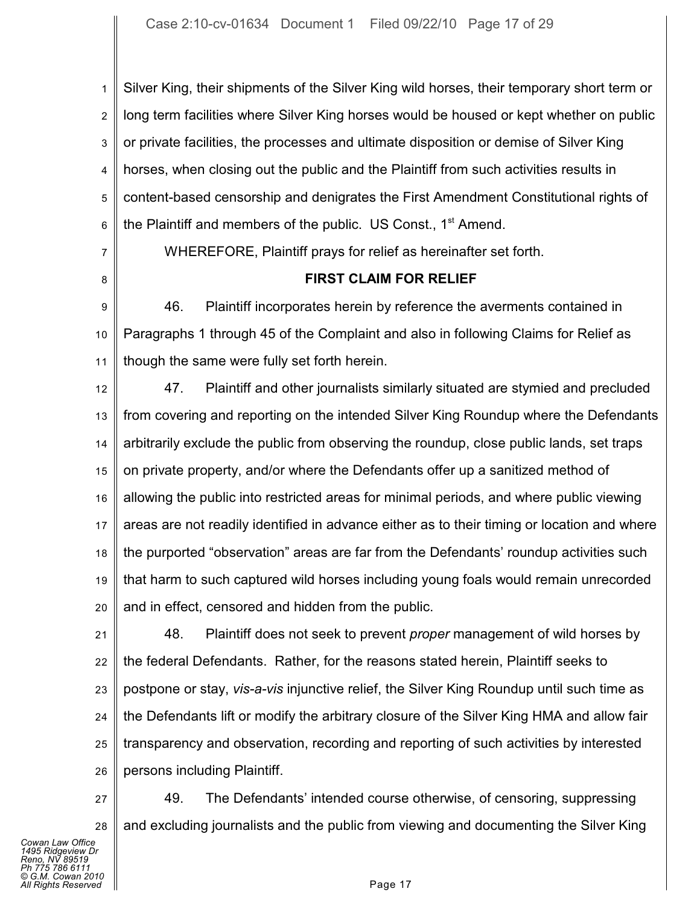Silver King, their shipments of the Silver King wild horses, their temporary short term or long term facilities where Silver King horses would be housed or kept whether on public or private facilities, the processes and ultimate disposition or demise of Silver King horses, when closing out the public and the Plaintiff from such activities results in content-based censorship and denigrates the First Amendment Constitutional rights of the Plaintiff and members of the public. US Const., 1st Amend.

WHEREFORE, Plaintiff prays for relief as hereinafter set forth.

**FIRST CLAIM FOR RELIEF**

46. Plaintiff incorporates herein by reference the averments contained in Paragraphs 1 through 45 of the Complaint and also in following Claims for Relief as though the same were fully set forth herein.

47. Plaintiff and other journalists similarly situated are stymied and precluded from covering and reporting on the intended Silver King Roundup where the Defendants arbitrarily exclude the public from observing the roundup, close public lands, set traps on private property, and/or where the Defendants offer up a sanitized method of allowing the public into restricted areas for minimal periods, and where public viewing areas are not readily identified in advance either as to their timing or location and where the purported "observation" areas are far from the Defendants' roundup activities such that harm to such captured wild horses including young foals would remain unrecorded and in effect, censored and hidden from the public.

48. Plaintiff does not seek to prevent *proper* management of wild horses by the federal Defendants. Rather, for the reasons stated herein, Plaintiff seeks to postpone or stay, *vis-a-vis* injunctive relief, the Silver King Roundup until such time as the Defendants lift or modify the arbitrary closure of the Silver King HMA and allow fair transparency and observation, recording and reporting of such activities by interested persons including Plaintiff.

49. The Defendants' intended course otherwise, of censoring, suppressing and excluding journalists and the public from viewing and documenting the Silver King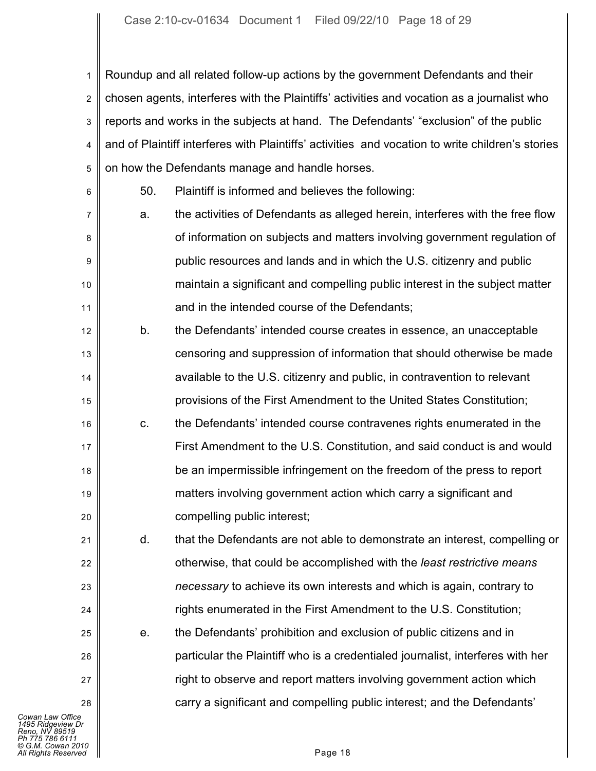Roundup and all related follow-up actions by the government Defendants and their chosen agents, interferes with the Plaintiffs' activities and vocation as a journalist who reports and works in the subjects at hand. The Defendants' "exclusion" of the public and of Plaintiff interferes with Plaintiffs' activities and vocation to write children's stories on how the Defendants manage and handle horses.

50. Plaintiff is informed and believes the following:

a. the activities of Defendants as alleged herein, interferes with the free flow of information on subjects and matters involving government regulation of public resources and lands and in which the U.S. citizenry and public maintain a significant and compelling public interest in the subject matter and in the intended course of the Defendants;

b. the Defendants' intended course creates in essence, an unacceptable censoring and suppression of information that should otherwise be made available to the U.S. citizenry and public, in contravention to relevant provisions of the First Amendment to the United States Constitution;

c. the Defendants' intended course contravenes rights enumerated in the First Amendment to the U.S. Constitution, and said conduct is and would be an impermissible infringement on the freedom of the press to report matters involving government action which carry a significant and compelling public interest;

d. that the Defendants are not able to demonstrate an interest, compelling or otherwise, that could be accomplished with the *least restrictive means necessary* to achieve its own interests and which is again, contrary to rights enumerated in the First Amendment to the U.S. Constitution;

e. the Defendants' prohibition and exclusion of public citizens and in particular the Plaintiff who is a credentialed journalist, interferes with her right to observe and report matters involving government action which carry a significant and compelling public interest; and the Defendants'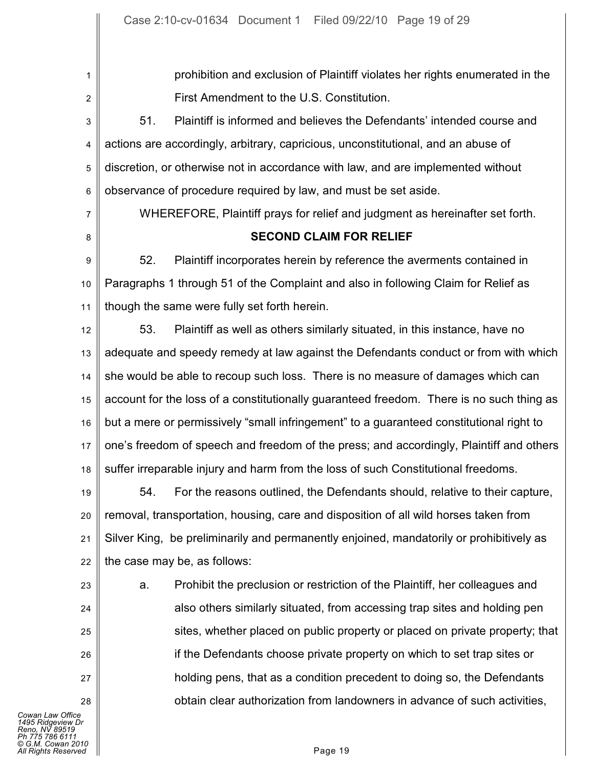prohibition and exclusion of Plaintiff violates her rights enumerated in the First Amendment to the U.S. Constitution.

51. Plaintiff is informed and believes the Defendants' intended course and actions are accordingly, arbitrary, capricious, unconstitutional, and an abuse of discretion, or otherwise not in accordance with law, and are implemented without observance of procedure required by law, and must be set aside.

WHEREFORE, Plaintiff prays for relief and judgment as hereinafter set forth.

## SECOND CLAIM FOR RELIEF

52. Plaintiff incorporates herein by reference the averments contained in Paragraphs 1 through 51 of the Complaint and also in following Claim for Relief as though the same were fully set forth herein.

53. Plaintiff as well as others similarly situated, in this instance, have no adequate and speedy remedy at law against the Defendants conduct or from with which she would be able to recoup such loss. There is no measure of damages which can account for the loss of a constitutionally guaranteed freedom. There is no such thing as but a mere or permissively "small infringement" to a guaranteed constitutional right to one's freedom of speech and freedom of the press; and accordingly, Plaintiff and others suffer irreparable injury and harm from the loss of such Constitutional freedoms.

54. For the reasons outlined, the Defendants should, relative to their capture, removal, transportation, housing, care and disposition of all wild horses taken from Silver King, be preliminarily and permanently enjoined, mandatorily or prohibitively as the case may be, as follows:

a. Prohibit the preclusion or restriction of the Plaintiff, her colleagues and also others similarly situated, from accessing trap sites and holding pen sites, whether placed on public property or placed on private property; that if the Defendants choose private property on which to set trap sites or holding pens, that as a condition precedent to doing so, the Defendants obtain clear authorization from landowners in advance of such activities,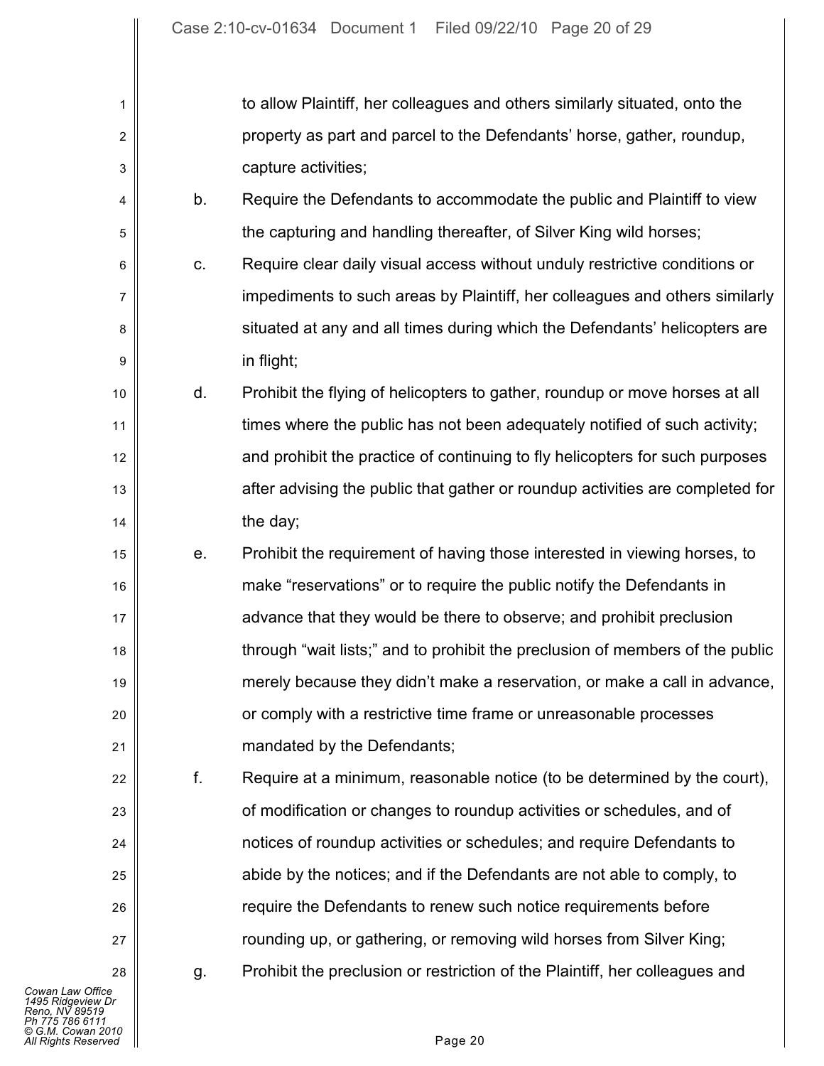to allow Plaintiff, her colleagues and others similarly situated, onto the property as part and parcel to the Defendants' horse, gather, roundup, capture activities;

b. Require the Defendants to accommodate the public and Plaintiff to view the capturing and handling thereafter, of Silver King wild horses;

c. Require clear daily visual access without unduly restrictive conditions or impediments to such areas by Plaintiff, her colleagues and others similarly situated at any and all times during which the Defendants' helicopters are in flight;

d. Prohibit the flying of helicopters to gather, roundup or move horses at all times where the public has not been adequately notified of such activity; and prohibit the practice of continuing to fly helicopters for such purposes after advising the public that gather or roundup activities are completed for the day;

e. Prohibit the requirement of having those interested in viewing horses, to make "reservations" or to require the public notify the Defendants in advance that they would be there to observe; and prohibit preclusion through "wait lists;" and to prohibit the preclusion of members of the public merely because they didn't make a reservation, or make a call in advance, or comply with a restrictive time frame or unreasonable processes mandated by the Defendants;

f. Require at a minimum, reasonable notice (to be determined by the court), of modification or changes to roundup activities or schedules, and of notices of roundup activities or schedules; and require Defendants to abide by the notices; and if the Defendants are not able to comply, to require the Defendants to renew such notice requirements before rounding up, or gathering, or removing wild horses from Silver King;

g. Prohibit the preclusion or restriction of the Plaintiff, her colleagues and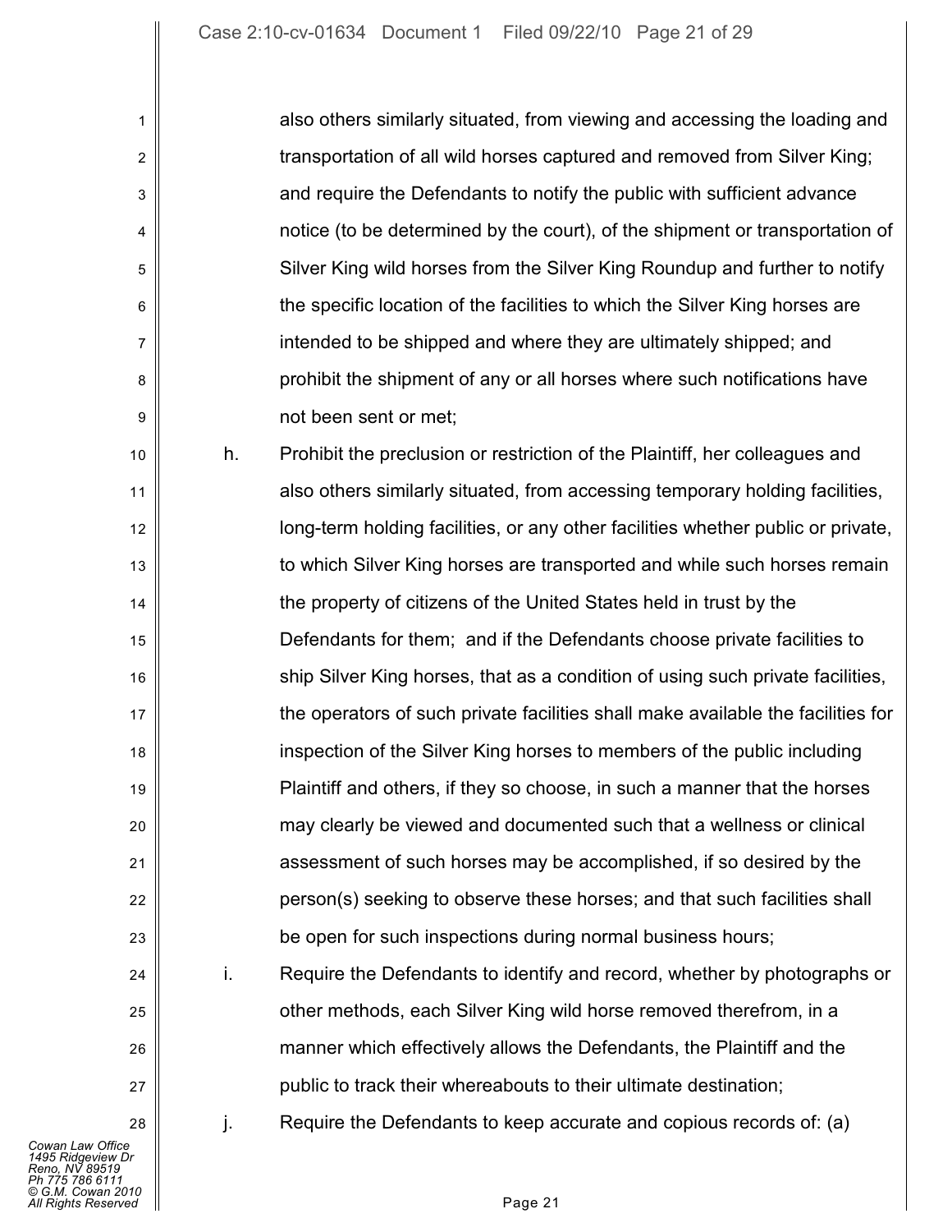also others similarly situated, from viewing and accessing the loading and transportation of all wild horses captured and removed from Silver King; and require the Defendants to notify the public with sufficient advance notice (to be determined by the court), of the shipment or transportation of Silver King wild horses from the Silver King Roundup and further to notify the specific location of the facilities to which the Silver King horses are intended to be shipped and where they are ultimately shipped; and prohibit the shipment of any or all horses where such notifications have not been sent or met;

h. Prohibit the preclusion or restriction of the Plaintiff, her colleagues and also others similarly situated, from accessing temporary holding facilities, long-term holding facilities, or any other facilities whether public or private, to which Silver King horses are transported and while such horses remain the property of citizens of the United States held in trust by the Defendants for them; and if the Defendants choose private facilities to ship Silver King horses, that as a condition of using such private facilities, the operators of such private facilities shall make available the facilities for inspection of the Silver King horses to members of the public including Plaintiff and others, if they so choose, in such a manner that the horses may clearly be viewed and documented such that a wellness or clinical assessment of such horses may be accomplished, if so desired by the person(s) seeking to observe these horses; and that such facilities shall be open for such inspections during normal business hours;

i. Require the Defendants to identify and record, whether by photographs or other methods, each Silver King wild horse removed therefrom, in a manner which effectively allows the Defendants, the Plaintiff and the public to track their whereabouts to their ultimate destination;

j. Require the Defendants to keep accurate and copious records of: (a)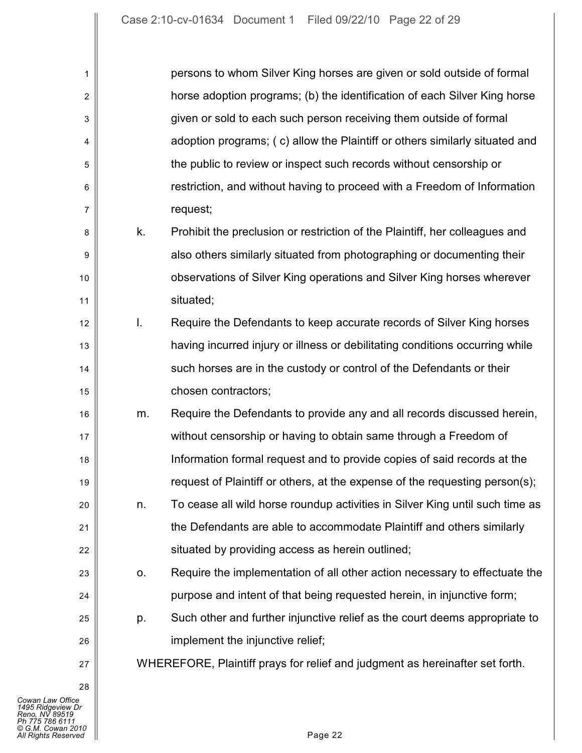persons to whom Silver King horses are given or sold outside of formal horse adoption programs; (b) the identification of each Silver King horse given or sold to each such person receiving them outside of formal adoption programs; ( c) allow the Plaintiff or others similarly situated and the public to review or inspect such records without censorship or restriction, and without having to proceed with a Freedom of Information request;

k. Prohibit the preclusion or restriction of the Plaintiff, her colleagues and also others similarly situated from photographing or documenting their observations of Silver King operations and Silver King horses wherever situated;

l. Require the Defendants to keep accurate records of Silver King horses having incurred injury or illness or debilitating conditions occurring while such horses are in the custody or control of the Defendants or their chosen contractors;

m. Require the Defendants to provide any and all records discussed herein, without censorship or having to obtain same through a Freedom of Information formal request and to provide copies of said records at the request of Plaintiff or others, at the expense of the requesting person(s);

n. To cease all wild horse roundup activities in Silver King until such time as the Defendants are able to accommodate Plaintiff and others similarly situated by providing access as herein outlined;

o. Require the implementation of all other action necessary to effectuate the purpose and intent of that being requested herein, in injunctive form;

p. Such other and further injunctive relief as the court deems appropriate to implement the injunctive relief;

WHEREFORE, Plaintiff prays for relief and judgment as hereinafter set forth.

*Cowan Law Office*
*1495 Ridgeview Dr*
*Reno, NV 89519*
*Ph 775 786 6111*
*© G.M. Cowan 2010*
*All Rights Reserved*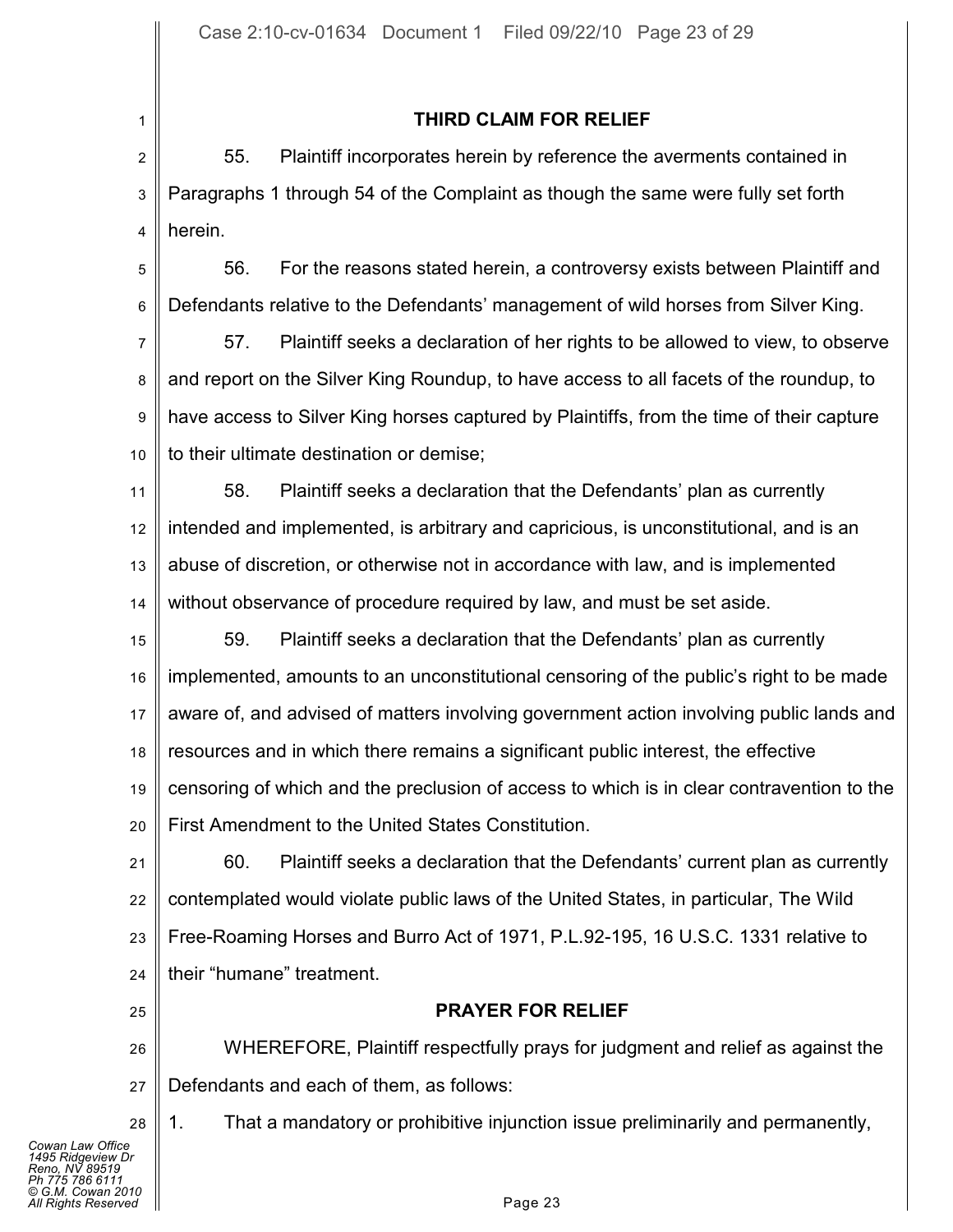## THIRD CLAIM FOR RELIEF

55. Plaintiff incorporates herein by reference the averments contained in Paragraphs 1 through 54 of the Complaint as though the same were fully set forth herein.

56. For the reasons stated herein, a controversy exists between Plaintiff and Defendants relative to the Defendants' management of wild horses from Silver King.

57. Plaintiff seeks a declaration of her rights to be allowed to view, to observe and report on the Silver King Roundup, to have access to all facets of the roundup, to have access to Silver King horses captured by Plaintiffs, from the time of their capture to their ultimate destination or demise;

58. Plaintiff seeks a declaration that the Defendants' plan as currently intended and implemented, is arbitrary and capricious, is unconstitutional, and is an abuse of discretion, or otherwise not in accordance with law, and is implemented without observance of procedure required by law, and must be set aside.

59. Plaintiff seeks a declaration that the Defendants' plan as currently implemented, amounts to an unconstitutional censoring of the public's right to be made aware of, and advised of matters involving government action involving public lands and resources and in which there remains a significant public interest, the effective censoring of which and the preclusion of access to which is in clear contravention to the First Amendment to the United States Constitution.

60. Plaintiff seeks a declaration that the Defendants' current plan as currently contemplated would violate public laws of the United States, in particular, The Wild Free-Roaming Horses and Burro Act of 1971, P.L.92-195, 16 U.S.C. 1331 relative to their "humane" treatment.

## PRAYER FOR RELIEF

WHEREFORE, Plaintiff respectfully prays for judgment and relief as against the Defendants and each of them, as follows:

1. That a mandatory or prohibitive injunction issue preliminarily and permanently,

Cowan Law Office
1495 Ridgeview Dr
Reno, NV 89519
Ph 775 786 6111
© G.M. Cowan 2010
All Rights Reserved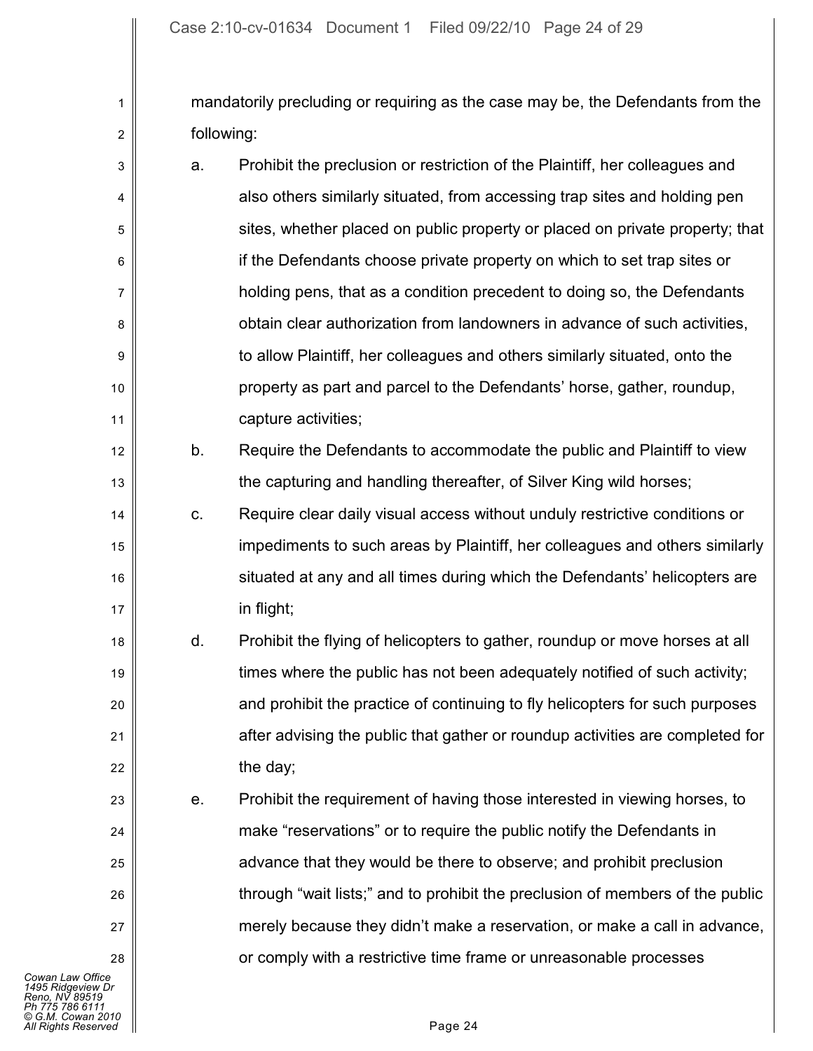mandatorily precluding or requiring as the case may be, the Defendants from the following:

a. Prohibit the preclusion or restriction of the Plaintiff, her colleagues and also others similarly situated, from accessing trap sites and holding pen sites, whether placed on public property or placed on private property; that if the Defendants choose private property on which to set trap sites or holding pens, that as a condition precedent to doing so, the Defendants obtain clear authorization from landowners in advance of such activities, to allow Plaintiff, her colleagues and others similarly situated, onto the property as part and parcel to the Defendants' horse, gather, roundup, capture activities;

b. Require the Defendants to accommodate the public and Plaintiff to view the capturing and handling thereafter, of Silver King wild horses;

c. Require clear daily visual access without unduly restrictive conditions or impediments to such areas by Plaintiff, her colleagues and others similarly situated at any and all times during which the Defendants' helicopters are in flight;

d. Prohibit the flying of helicopters to gather, roundup or move horses at all times where the public has not been adequately notified of such activity; and prohibit the practice of continuing to fly helicopters for such purposes after advising the public that gather or roundup activities are completed for the day;

e. Prohibit the requirement of having those interested in viewing horses, to make "reservations" or to require the public notify the Defendants in advance that they would be there to observe; and prohibit preclusion through "wait lists;" and to prohibit the preclusion of members of the public merely because they didn't make a reservation, or make a call in advance, or comply with a restrictive time frame or unreasonable processes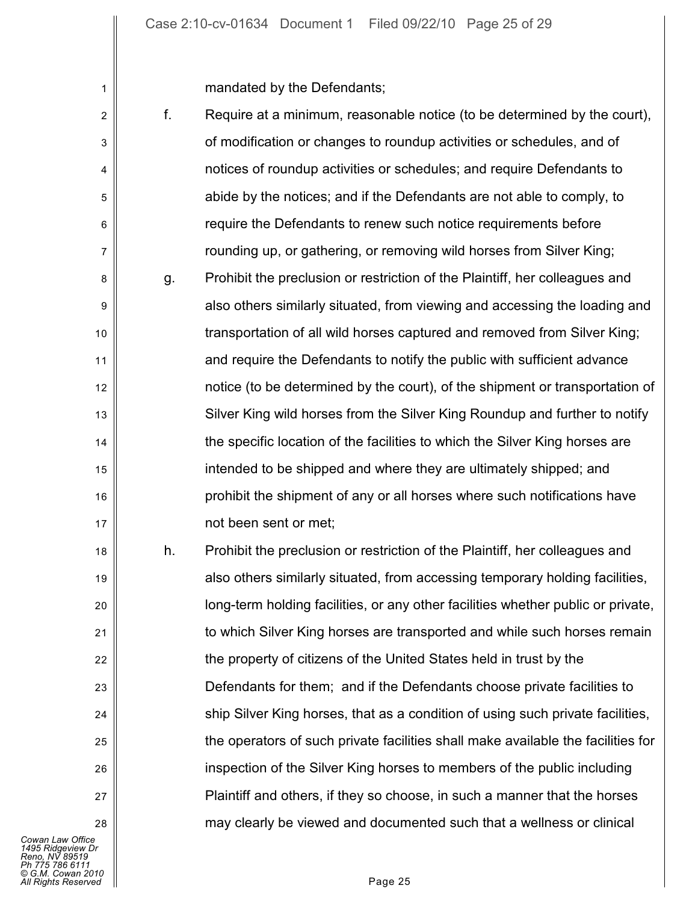mandated by the Defendants;

f. Require at a minimum, reasonable notice (to be determined by the court), of modification or changes to roundup activities or schedules, and of notices of roundup activities or schedules; and require Defendants to abide by the notices; and if the Defendants are not able to comply, to require the Defendants to renew such notice requirements before rounding up, or gathering, or removing wild horses from Silver King;

g. Prohibit the preclusion or restriction of the Plaintiff, her colleagues and also others similarly situated, from viewing and accessing the loading and transportation of all wild horses captured and removed from Silver King; and require the Defendants to notify the public with sufficient advance notice (to be determined by the court), of the shipment or transportation of Silver King wild horses from the Silver King Roundup and further to notify the specific location of the facilities to which the Silver King horses are intended to be shipped and where they are ultimately shipped; and prohibit the shipment of any or all horses where such notifications have not been sent or met;

h. Prohibit the preclusion or restriction of the Plaintiff, her colleagues and also others similarly situated, from accessing temporary holding facilities, long-term holding facilities, or any other facilities whether public or private, to which Silver King horses are transported and while such horses remain the property of citizens of the United States held in trust by the Defendants for them; and if the Defendants choose private facilities to ship Silver King horses, that as a condition of using such private facilities, the operators of such private facilities shall make available the facilities for inspection of the Silver King horses to members of the public including Plaintiff and others, if they so choose, in such a manner that the horses may clearly be viewed and documented such that a wellness or clinical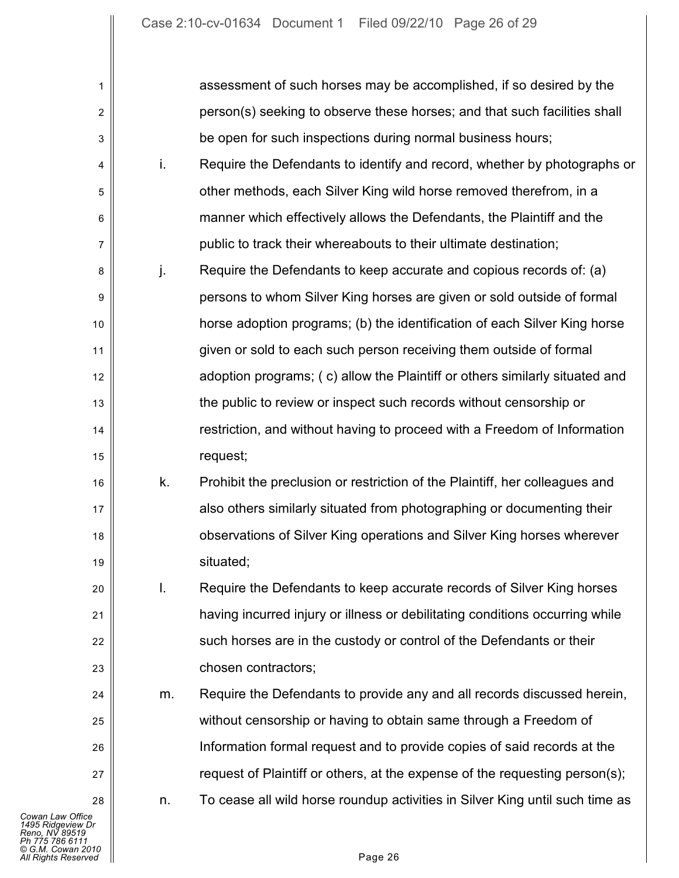assessment of such horses may be accomplished, if so desired by the person(s) seeking to observe these horses; and that such facilities shall be open for such inspections during normal business hours;

i. Require the Defendants to identify and record, whether by photographs or other methods, each Silver King wild horse removed therefrom, in a manner which effectively allows the Defendants, the Plaintiff and the public to track their whereabouts to their ultimate destination;

j. Require the Defendants to keep accurate and copious records of: (a) persons to whom Silver King horses are given or sold outside of formal horse adoption programs; (b) the identification of each Silver King horse given or sold to each such person receiving them outside of formal adoption programs; ( c) allow the Plaintiff or others similarly situated and the public to review or inspect such records without censorship or restriction, and without having to proceed with a Freedom of Information request;

k. Prohibit the preclusion or restriction of the Plaintiff, her colleagues and also others similarly situated from photographing or documenting their observations of Silver King operations and Silver King horses wherever situated;

l. Require the Defendants to keep accurate records of Silver King horses having incurred injury or illness or debilitating conditions occurring while such horses are in the custody or control of the Defendants or their chosen contractors;

m. Require the Defendants to provide any and all records discussed herein, without censorship or having to obtain same through a Freedom of Information formal request and to provide copies of said records at the request of Plaintiff or others, at the expense of the requesting person(s);

n. To cease all wild horse roundup activities in Silver King until such time as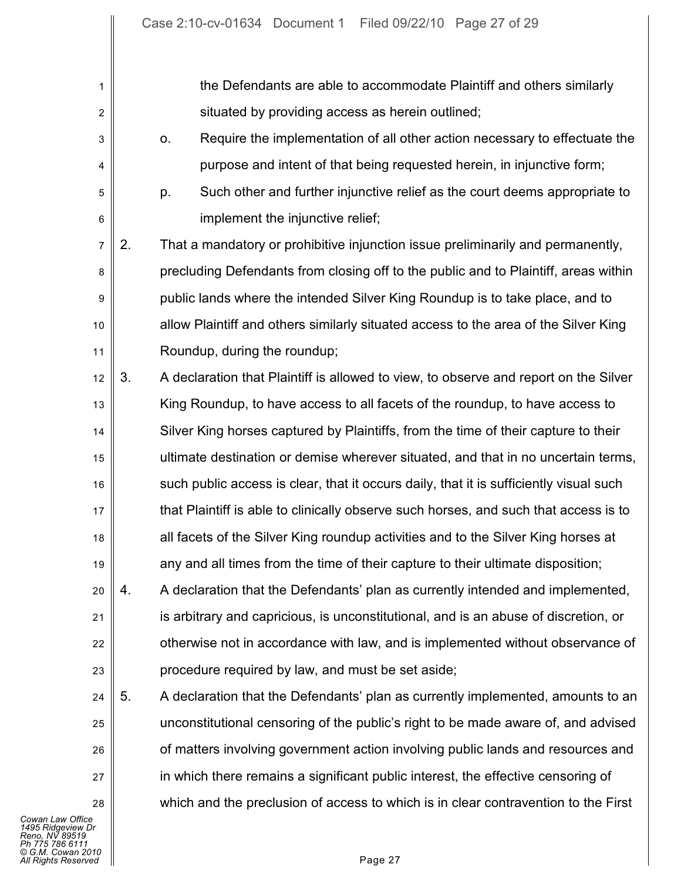the Defendants are able to accommodate Plaintiff and others similarly situated by providing access as herein outlined;

o. Require the implementation of all other action necessary to effectuate the purpose and intent of that being requested herein, in injunctive form;

p. Such other and further injunctive relief as the court deems appropriate to implement the injunctive relief;

2. That a mandatory or prohibitive injunction issue preliminarily and permanently, precluding Defendants from closing off to the public and to Plaintiff, areas within public lands where the intended Silver King Roundup is to take place, and to allow Plaintiff and others similarly situated access to the area of the Silver King Roundup, during the roundup;

3. A declaration that Plaintiff is allowed to view, to observe and report on the Silver King Roundup, to have access to all facets of the roundup, to have access to Silver King horses captured by Plaintiffs, from the time of their capture to their ultimate destination or demise wherever situated, and that in no uncertain terms, such public access is clear, that it occurs daily, that it is sufficiently visual such that Plaintiff is able to clinically observe such horses, and such that access is to all facets of the Silver King roundup activities and to the Silver King horses at any and all times from the time of their capture to their ultimate disposition;

4. A declaration that the Defendants' plan as currently intended and implemented, is arbitrary and capricious, is unconstitutional, and is an abuse of discretion, or otherwise not in accordance with law, and is implemented without observance of procedure required by law, and must be set aside;

5. A declaration that the Defendants' plan as currently implemented, amounts to an unconstitutional censoring of the public's right to be made aware of, and advised of matters involving government action involving public lands and resources and in which there remains a significant public interest, the effective censoring of which and the preclusion of access to which is in clear contravention to the First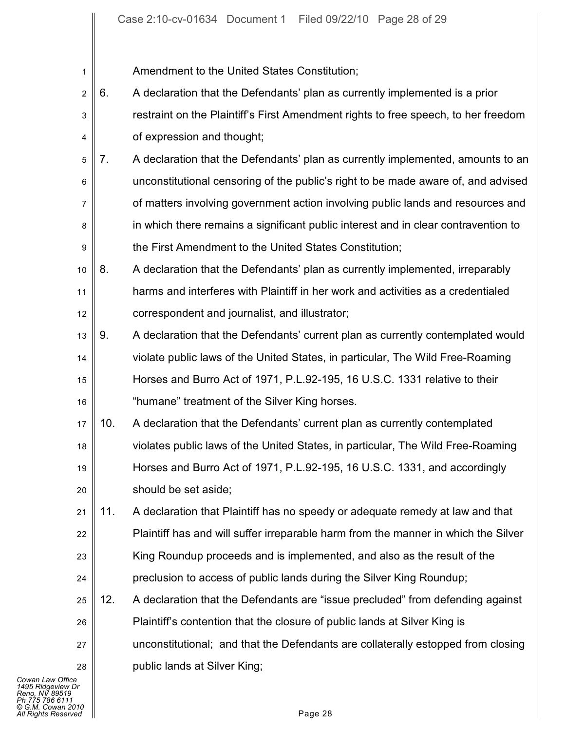Amendment to the United States Constitution;

6. A declaration that the Defendants' plan as currently implemented is a prior restraint on the Plaintiff's First Amendment rights to free speech, to her freedom of expression and thought;

7. A declaration that the Defendants' plan as currently implemented, amounts to an unconstitutional censoring of the public's right to be made aware of, and advised of matters involving government action involving public lands and resources and in which there remains a significant public interest and in clear contravention to the First Amendment to the United States Constitution;

8. A declaration that the Defendants' plan as currently implemented, irreparably harms and interferes with Plaintiff in her work and activities as a credentialed correspondent and journalist, and illustrator;

9. A declaration that the Defendants' current plan as currently contemplated would violate public laws of the United States, in particular, The Wild Free-Roaming Horses and Burro Act of 1971, P.L.92-195, 16 U.S.C. 1331 relative to their "humane" treatment of the Silver King horses.

10. A declaration that the Defendants' current plan as currently contemplated violates public laws of the United States, in particular, The Wild Free-Roaming Horses and Burro Act of 1971, P.L.92-195, 16 U.S.C. 1331, and accordingly should be set aside;

11. A declaration that Plaintiff has no speedy or adequate remedy at law and that Plaintiff has and will suffer irreparable harm from the manner in which the Silver King Roundup proceeds and is implemented, and also as the result of the preclusion to access of public lands during the Silver King Roundup;

12. A declaration that the Defendants are "issue precluded" from defending against Plaintiff's contention that the closure of public lands at Silver King is unconstitutional; and that the Defendants are collaterally estopped from closing public lands at Silver King;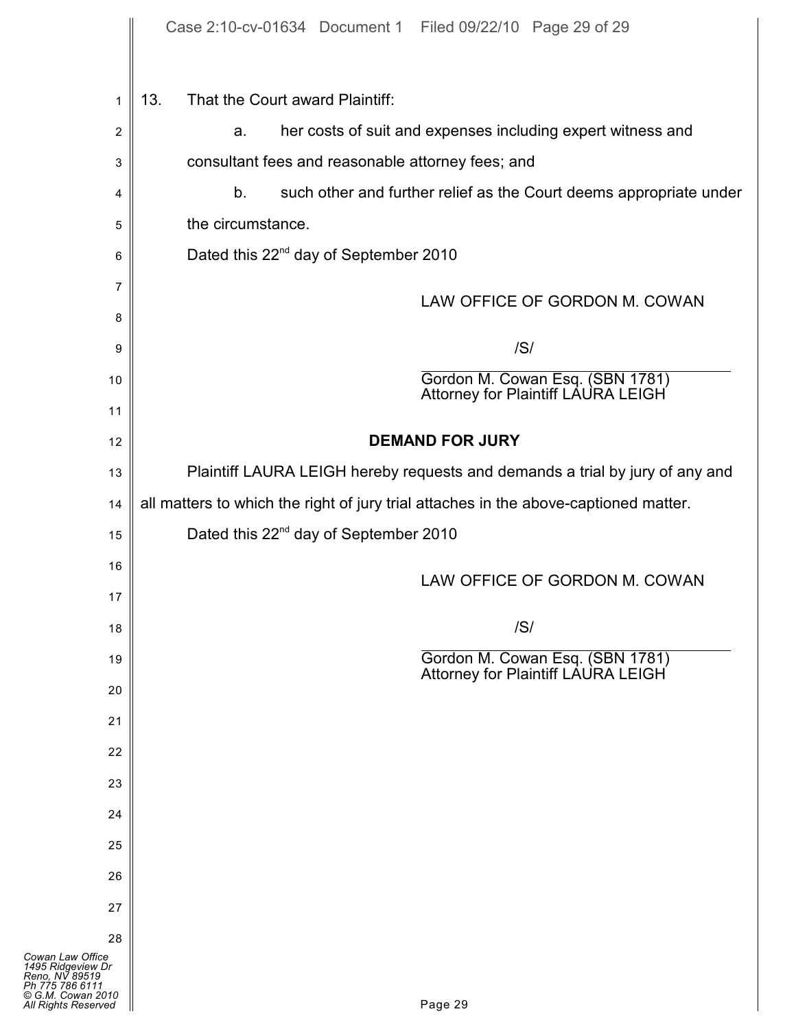13. That the Court award Plaintiff:

a. her costs of suit and expenses including expert witness and consultant fees and reasonable attorney fees; and

b. such other and further relief as the Court deems appropriate under the circumstance.

Dated this 22nd day of September 2010

LAW OFFICE OF GORDON M. COWAN

/S/

Gordon M. Cowan Esq. (SBN 1781)
Attorney for Plaintiff LAURA LEIGH

**DEMAND FOR JURY**

Plaintiff LAURA LEIGH hereby requests and demands a trial by jury of any and all matters to which the right of jury trial attaches in the above-captioned matter.

Dated this 22nd day of September 2010

LAW OFFICE OF GORDON M. COWAN

/S/

Gordon M. Cowan Esq. (SBN 1781)
Attorney for Plaintiff LAURA LEIGH

*Cowan Law Office*
*1495 Ridgeview Dr*
*Reno, NV 89519*
*Ph 775 786 6111*
*© G.M. Cowan 2010*
*All Rights Reserved*